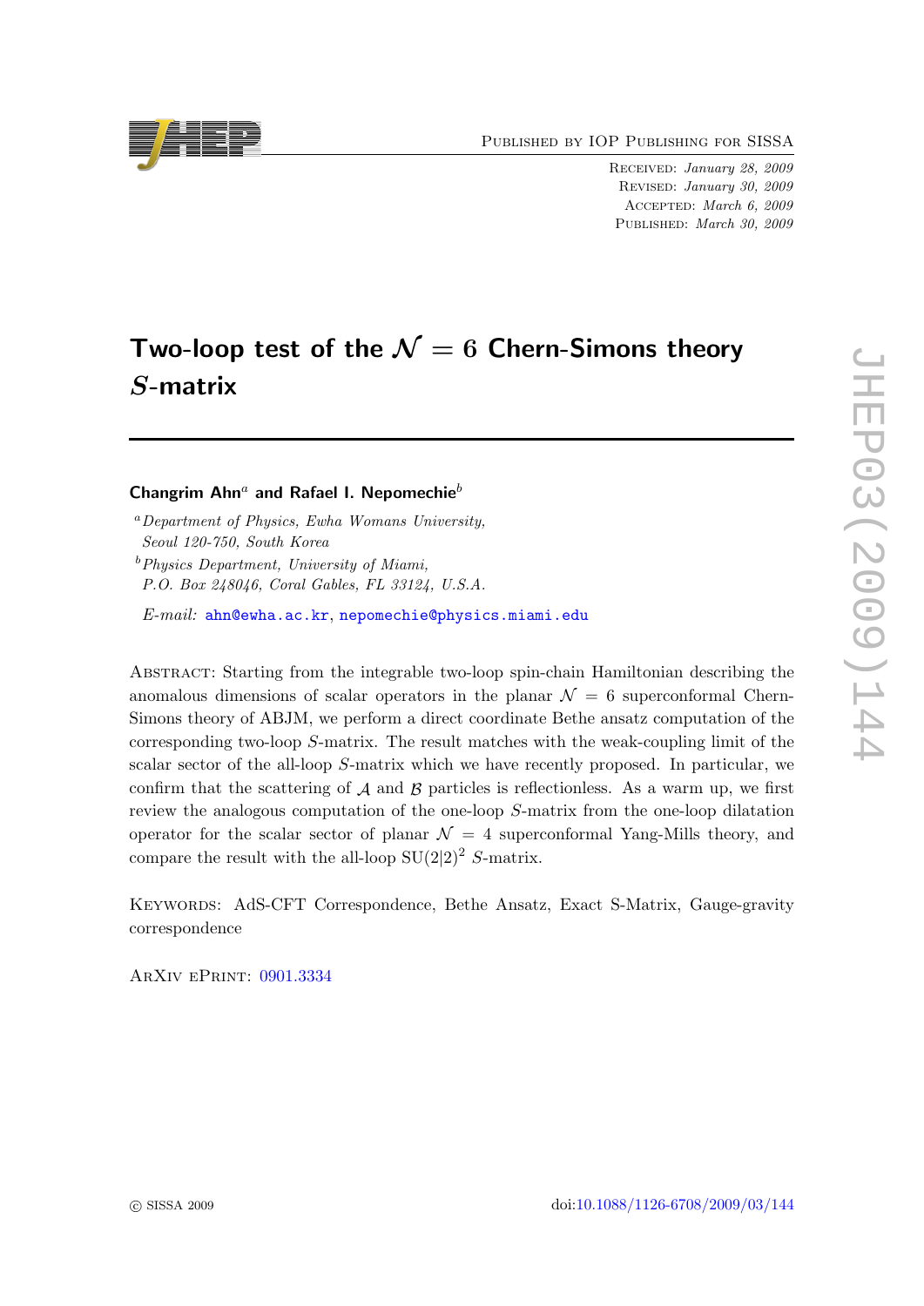Published by IOP Publishing for SISSA

Received: *January 28, 2009*
Revised: *January 30, 2009*
Accepted: *March 6, 2009*
Published: *March 30, 2009*

# Two-loop test of the $\mathcal{N} = 6$ Chern-Simons theory $S$-matrix

**Changrim Ahn[a] and Rafael I. Nepomechie[b]**

[a] *Department of Physics, Ewha Womans University, Seoul 120-750, South Korea*

[b] *Physics Department, University of Miami, P.O. Box 248046, Coral Gables, FL 33124, U.S.A.*

*E-mail:* ahn@ewha.ac.kr, nepomechie@physics.miami.edu

Abstract: Starting from the integrable two-loop spin-chain Hamiltonian describing the anomalous dimensions of scalar operators in the planar $\mathcal{N} = 6$ superconformal Chern-Simons theory of ABJM, we perform a direct coordinate Bethe ansatz computation of the corresponding two-loop $S$-matrix. The result matches with the weak-coupling limit of the scalar sector of the all-loop $S$-matrix which we have recently proposed. In particular, we confirm that the scattering of $\mathcal{A}$ and $\mathcal{B}$ particles is reflectionless. As a warm up, we first review the analogous computation of the one-loop $S$-matrix from the one-loop dilatation operator for the scalar sector of planar $\mathcal{N} = 4$ superconformal Yang-Mills theory, and compare the result with the all-loop $\mathrm{SU}(2|2)^2$ $S$-matrix.

Keywords: AdS-CFT Correspondence, Bethe Ansatz, Exact S-Matrix, Gauge-gravity correspondence

ArXiv ePrint: 0901.3334

© SISSA 2009 doi:10.1088/1126-6708/2009/03/144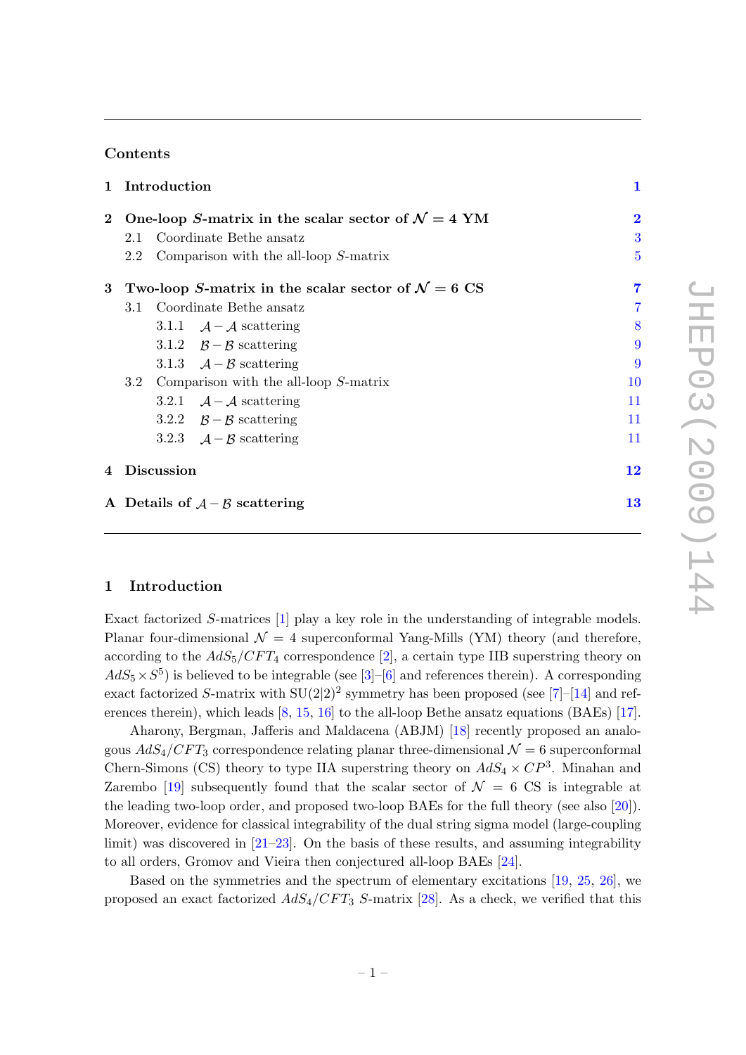## Contents

| | | |
|---|---|---|
| **1** | **Introduction** | **1** |
| **2** | **One-loop $S$-matrix in the scalar sector of $\mathcal{N}=4$ YM** | **2** |
| | 2.1 Coordinate Bethe ansatz | 3 |
| | 2.2 Comparison with the all-loop $S$-matrix | 5 |
| **3** | **Two-loop $S$-matrix in the scalar sector of $\mathcal{N}=6$ CS** | **7** |
| | 3.1 Coordinate Bethe ansatz | 7 |
| | 3.1.1 $\mathcal{A}-\mathcal{A}$ scattering | 8 |
| | 3.1.2 $\mathcal{B}-\mathcal{B}$ scattering | 9 |
| | 3.1.3 $\mathcal{A}-\mathcal{B}$ scattering | 9 |
| | 3.2 Comparison with the all-loop $S$-matrix | 10 |
| | 3.2.1 $\mathcal{A}-\mathcal{A}$ scattering | 11 |
| | 3.2.2 $\mathcal{B}-\mathcal{B}$ scattering | 11 |
| | 3.2.3 $\mathcal{A}-\mathcal{B}$ scattering | 11 |
| **4** | **Discussion** | **12** |
| **A** | **Details of $\mathcal{A}-\mathcal{B}$ scattering** | **13** |

## 1 Introduction

Exact factorized $S$-matrices [1] play a key role in the understanding of integrable models. Planar four-dimensional $\mathcal{N}=4$ superconformal Yang-Mills (YM) theory (and therefore, according to the $AdS_5/CFT_4$ correspondence [2], a certain type IIB superstring theory on $AdS_5 \times S^5$) is believed to be integrable (see [3]–[6] and references therein). A corresponding exact factorized $S$-matrix with $\mathrm{SU}(2|2)^2$ symmetry has been proposed (see [7]–[14] and references therein), which leads [8, 15, 16] to the all-loop Bethe ansatz equations (BAEs) [17].

Aharony, Bergman, Jafferis and Maldacena (ABJM) [18] recently proposed an analogous $AdS_4/CFT_3$ correspondence relating planar three-dimensional $\mathcal{N}=6$ superconformal Chern-Simons (CS) theory to type IIA superstring theory on $AdS_4 \times CP^3$. Minahan and Zarembo [19] subsequently found that the scalar sector of $\mathcal{N}=6$ CS is integrable at the leading two-loop order, and proposed two-loop BAEs for the full theory (see also [20]). Moreover, evidence for classical integrability of the dual string sigma model (large-coupling limit) was discovered in [21–23]. On the basis of these results, and assuming integrability to all orders, Gromov and Vieira then conjectured all-loop BAEs [24].

Based on the symmetries and the spectrum of elementary excitations [19, 25, 26], we proposed an exact factorized $AdS_4/CFT_3$ $S$-matrix [28]. As a check, we verified that this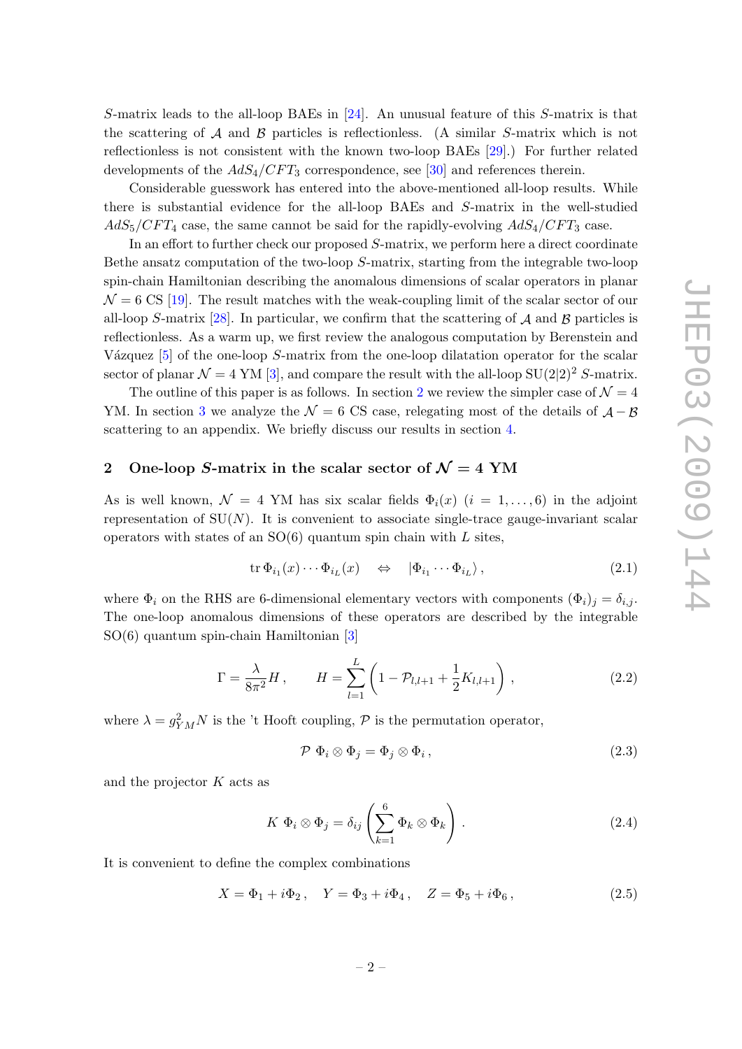$S$-matrix leads to the all-loop BAEs in [24]. An unusual feature of this $S$-matrix is that the scattering of $\mathcal{A}$ and $\mathcal{B}$ particles is reflectionless. (A similar $S$-matrix which is not reflectionless is not consistent with the known two-loop BAEs [29].) For further related developments of the $AdS_4/CFT_3$ correspondence, see [30] and references therein.

Considerable guesswork has entered into the above-mentioned all-loop results. While there is substantial evidence for the all-loop BAEs and $S$-matrix in the well-studied $AdS_5/CFT_4$ case, the same cannot be said for the rapidly-evolving $AdS_4/CFT_3$ case.

In an effort to further check our proposed $S$-matrix, we perform here a direct coordinate Bethe ansatz computation of the two-loop $S$-matrix, starting from the integrable two-loop spin-chain Hamiltonian describing the anomalous dimensions of scalar operators in planar $\mathcal{N} = 6$ CS [19]. The result matches with the weak-coupling limit of the scalar sector of our all-loop $S$-matrix [28]. In particular, we confirm that the scattering of $\mathcal{A}$ and $\mathcal{B}$ particles is reflectionless. As a warm up, we first review the analogous computation by Berenstein and Vázquez [5] of the one-loop $S$-matrix from the one-loop dilatation operator for the scalar sector of planar $\mathcal{N} = 4$ YM [3], and compare the result with the all-loop $\mathrm{SU}(2|2)^2$ $S$-matrix.

The outline of this paper is as follows. In section 2 we review the simpler case of $\mathcal{N} = 4$ YM. In section 3 we analyze the $\mathcal{N} = 6$ CS case, relegating most of the details of $\mathcal{A} - \mathcal{B}$ scattering to an appendix. We briefly discuss our results in section 4.

## 2 One-loop $S$-matrix in the scalar sector of $\mathcal{N} = 4$ YM

As is well known, $\mathcal{N} = 4$ YM has six scalar fields $\Phi_i(x)$ $(i = 1, \ldots, 6)$ in the adjoint representation of $\mathrm{SU}(N)$. It is convenient to associate single-trace gauge-invariant scalar operators with states of an $\mathrm{SO}(6)$ quantum spin chain with $L$ sites,

$$\mathrm{tr}\, \Phi_{i_1}(x) \cdots \Phi_{i_L}(x) \quad \Leftrightarrow \quad |\Phi_{i_1} \cdots \Phi_{i_L}\rangle \,, \tag{2.1}$$

where $\Phi_i$ on the RHS are 6-dimensional elementary vectors with components $(\Phi_i)_j = \delta_{i,j}$. The one-loop anomalous dimensions of these operators are described by the integrable $\mathrm{SO}(6)$ quantum spin-chain Hamiltonian [3]

$$\Gamma = \frac{\lambda}{8\pi^2} H \,, \qquad H = \sum_{l=1}^{L} \left( 1 - \mathcal{P}_{l,l+1} + \frac{1}{2} K_{l,l+1} \right) \,, \tag{2.2}$$

where $\lambda = g_{YM}^2 N$ is the 't Hooft coupling, $\mathcal{P}$ is the permutation operator,

$$\mathcal{P} \ \Phi_i \otimes \Phi_j = \Phi_j \otimes \Phi_i \,, \tag{2.3}$$

and the projector $K$ acts as

$$K \ \Phi_i \otimes \Phi_j = \delta_{ij} \left( \sum_{k=1}^{6} \Phi_k \otimes \Phi_k \right) \,. \tag{2.4}$$

It is convenient to define the complex combinations

$$X = \Phi_1 + i\Phi_2 \,, \quad Y = \Phi_3 + i\Phi_4 \,, \quad Z = \Phi_5 + i\Phi_6 \,, \tag{2.5}$$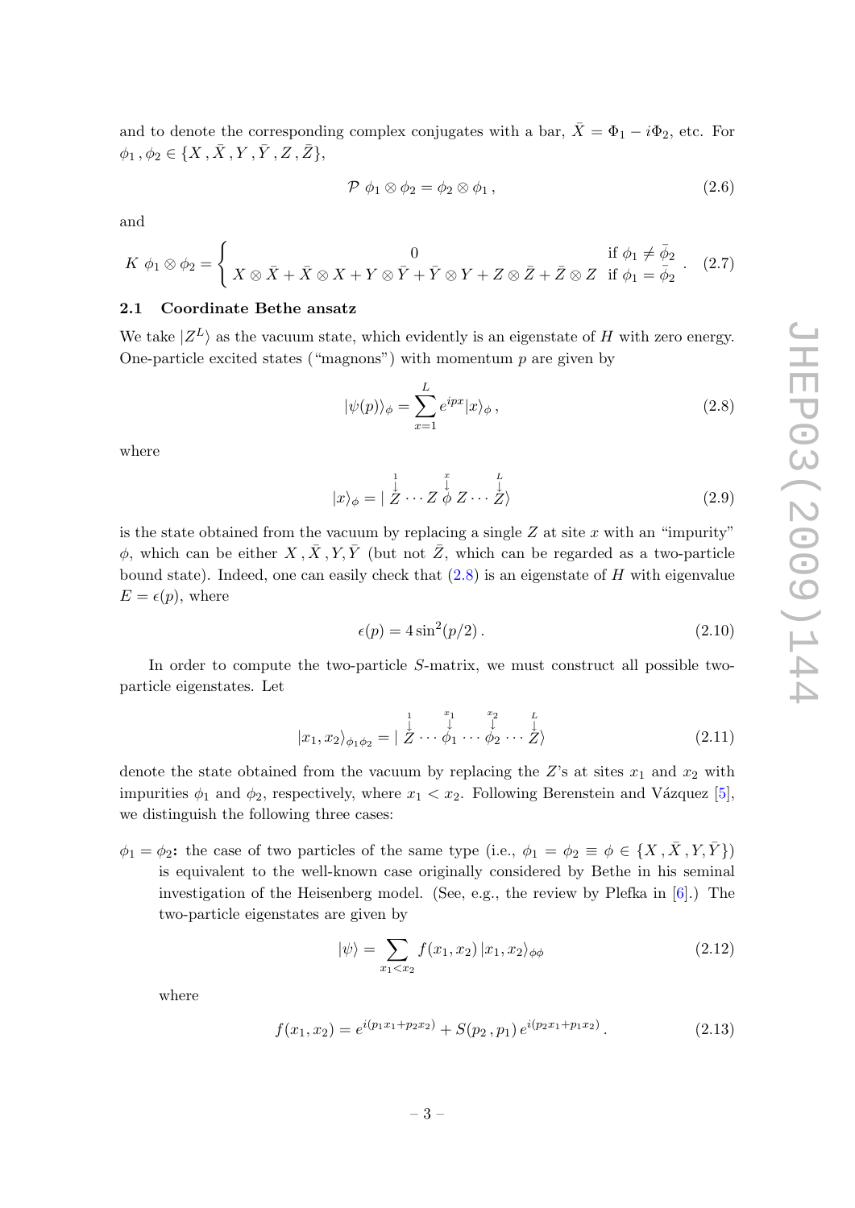and to denote the corresponding complex conjugates with a bar, $\bar{X} = \Phi_1 - i\Phi_2$, etc. For $\phi_1, \phi_2 \in \{X, \bar{X}, Y, \bar{Y}, Z, \bar{Z}\}$,

$$\mathcal{P}\ \phi_1 \otimes \phi_2 = \phi_2 \otimes \phi_1 \,, \tag{2.6}$$

and

$$K\ \phi_1 \otimes \phi_2 = \begin{cases} 0 & \text{if } \phi_1 \neq \bar{\phi}_2 \\ X \otimes \bar{X} + \bar{X} \otimes X + Y \otimes \bar{Y} + \bar{Y} \otimes Y + Z \otimes \bar{Z} + \bar{Z} \otimes Z & \text{if } \phi_1 = \bar{\phi}_2 \end{cases} . \tag{2.7}$$

### 2.1 Coordinate Bethe ansatz

We take $|Z^L\rangle$ as the vacuum state, which evidently is an eigenstate of $H$ with zero energy. One-particle excited states ("magnons") with momentum $p$ are given by

$$|\psi(p)\rangle_\phi = \sum_{x=1}^{L} e^{ipx} |x\rangle_\phi \,, \tag{2.8}$$

where

$$|x\rangle_\phi = |\overset{\overset{1}{\downarrow}}{Z} \cdots Z \overset{\overset{x}{\downarrow}}{\phi} Z \cdots \overset{\overset{L}{\downarrow}}{Z}\rangle \tag{2.9}$$

is the state obtained from the vacuum by replacing a single $Z$ at site $x$ with an "impurity" $\phi$, which can be either $X, \bar{X}, Y, \bar{Y}$ (but not $\bar{Z}$, which can be regarded as a two-particle bound state). Indeed, one can easily check that (2.8) is an eigenstate of $H$ with eigenvalue $E = \epsilon(p)$, where

$$\epsilon(p) = 4\sin^2(p/2) \,. \tag{2.10}$$

In order to compute the two-particle $S$-matrix, we must construct all possible two-particle eigenstates. Let

$$|x_1, x_2\rangle_{\phi_1\phi_2} = |\overset{\overset{1}{\downarrow}}{Z} \cdots \overset{\overset{x_1}{\downarrow}}{\phi_1} \cdots \overset{\overset{x_2}{\downarrow}}{\phi_2} \cdots \overset{\overset{L}{\downarrow}}{Z}\rangle \tag{2.11}$$

denote the state obtained from the vacuum by replacing the $Z$'s at sites $x_1$ and $x_2$ with impurities $\phi_1$ and $\phi_2$, respectively, where $x_1 < x_2$. Following Berenstein and Vázquez [5], we distinguish the following three cases:

**$\phi_1 = \phi_2$:** the case of two particles of the same type (i.e., $\phi_1 = \phi_2 \equiv \phi \in \{X, \bar{X}, Y, \bar{Y}\}$) is equivalent to the well-known case originally considered by Bethe in his seminal investigation of the Heisenberg model. (See, e.g., the review by Plefka in [6].) The two-particle eigenstates are given by

$$|\psi\rangle = \sum_{x_1 < x_2} f(x_1, x_2)\, |x_1, x_2\rangle_{\phi\phi} \tag{2.12}$$

where

$$f(x_1, x_2) = e^{i(p_1 x_1 + p_2 x_2)} + S(p_2, p_1)\, e^{i(p_2 x_1 + p_1 x_2)} \,. \tag{2.13}$$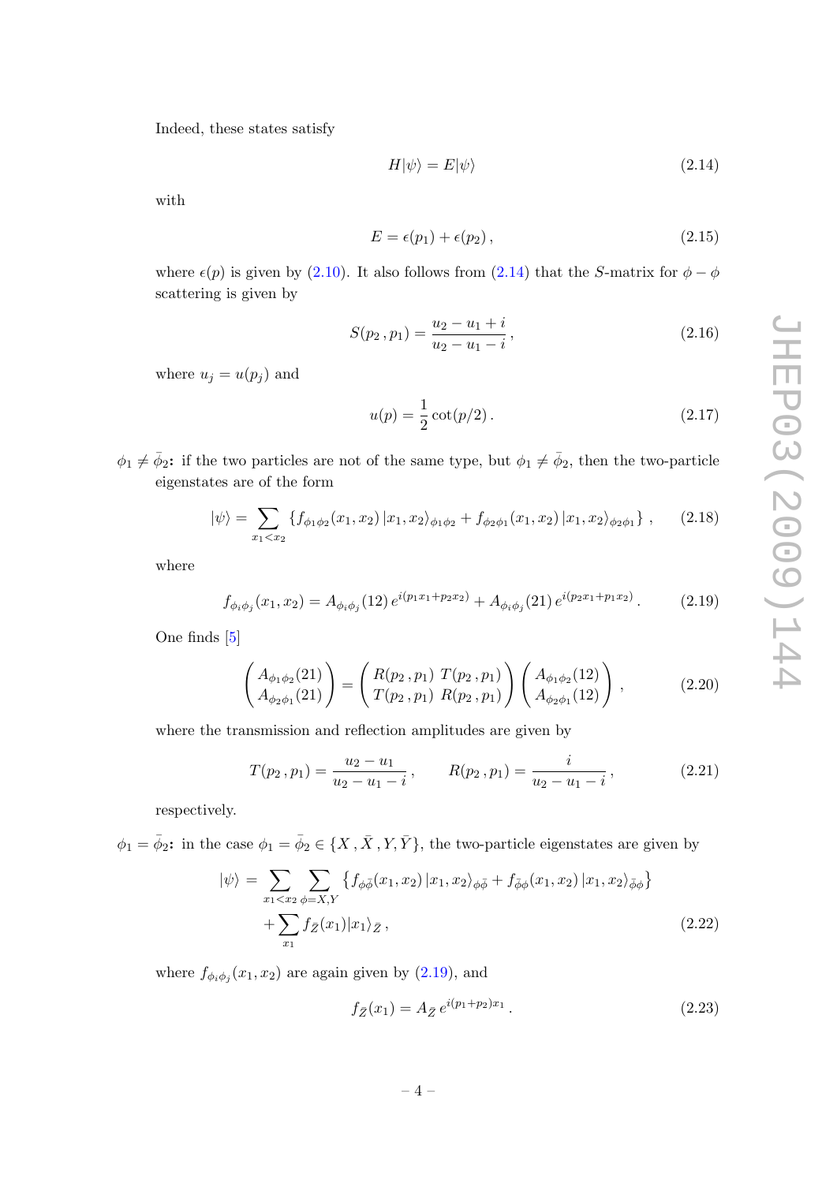Indeed, these states satisfy

$$H|\psi\rangle = E|\psi\rangle \tag{2.14}$$

with

$$E = \epsilon(p_1) + \epsilon(p_2)\,, \tag{2.15}$$

where $\epsilon(p)$ is given by (2.10). It also follows from (2.14) that the $S$-matrix for $\phi - \phi$ scattering is given by

$$S(p_2\,, p_1) = \frac{u_2 - u_1 + i}{u_2 - u_1 - i}\,, \tag{2.16}$$

where $u_j = u(p_j)$ and

$$u(p) = \frac{1}{2}\cot(p/2)\,. \tag{2.17}$$

**$\phi_1 \neq \bar{\phi}_2$:** if the two particles are not of the same type, but $\phi_1 \neq \bar{\phi}_2$, then the two-particle eigenstates are of the form

$$|\psi\rangle = \sum_{x_1<x_2} \left\{ f_{\phi_1\phi_2}(x_1,x_2)\,|x_1,x_2\rangle_{\phi_1\phi_2} + f_{\phi_2\phi_1}(x_1,x_2)\,|x_1,x_2\rangle_{\phi_2\phi_1} \right\}\,, \tag{2.18}$$

where

$$f_{\phi_i\phi_j}(x_1,x_2) = A_{\phi_i\phi_j}(12)\,e^{i(p_1x_1+p_2x_2)} + A_{\phi_i\phi_j}(21)\,e^{i(p_2x_1+p_1x_2)}\,. \tag{2.19}$$

One finds [5]

$$\begin{pmatrix} A_{\phi_1\phi_2}(21) \\ A_{\phi_2\phi_1}(21) \end{pmatrix} = \begin{pmatrix} R(p_2\,,p_1) & T(p_2\,,p_1) \\ T(p_2\,,p_1) & R(p_2\,,p_1) \end{pmatrix} \begin{pmatrix} A_{\phi_1\phi_2}(12) \\ A_{\phi_2\phi_1}(12) \end{pmatrix}\,, \tag{2.20}$$

where the transmission and reflection amplitudes are given by

$$T(p_2\,,p_1) = \frac{u_2 - u_1}{u_2 - u_1 - i}\,, \qquad R(p_2\,,p_1) = \frac{i}{u_2 - u_1 - i}\,, \tag{2.21}$$

respectively.

**$\phi_1 = \bar{\phi}_2$:** in the case $\phi_1 = \bar{\phi}_2 \in \{X\,,\bar{X}\,,Y,\bar{Y}\}$, the two-particle eigenstates are given by

$$\begin{aligned} |\psi\rangle = &\sum_{x_1<x_2}\sum_{\phi=X,Y} \left\{ f_{\phi\bar{\phi}}(x_1,x_2)\,|x_1,x_2\rangle_{\phi\bar{\phi}} + f_{\bar{\phi}\phi}(x_1,x_2)\,|x_1,x_2\rangle_{\bar{\phi}\phi} \right\} \\ &+ \sum_{x_1} f_{\bar{Z}}(x_1)|x_1\rangle_{\bar{Z}}\,, \end{aligned} \tag{2.22}$$

where $f_{\phi_i\phi_j}(x_1,x_2)$ are again given by (2.19), and

$$f_{\bar{Z}}(x_1) = A_{\bar{Z}}\,e^{i(p_1+p_2)x_1}\,. \tag{2.23}$$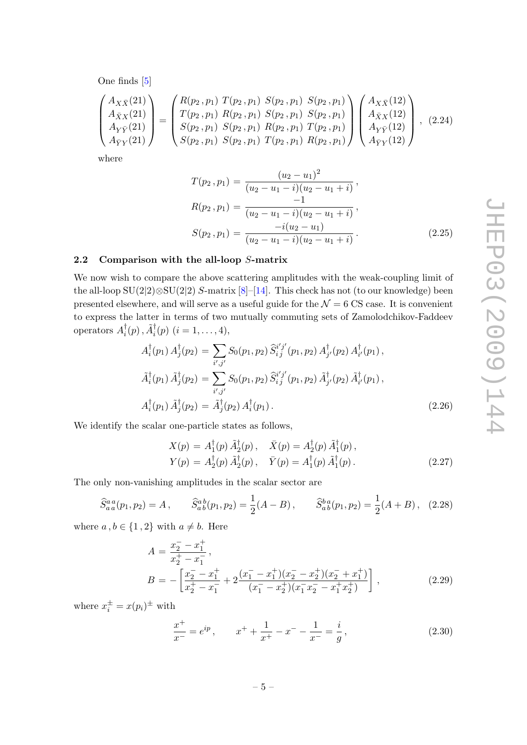One finds [5]

$$
\begin{pmatrix} A_{X\bar{X}}(21) \\ A_{\bar{X}X}(21) \\ A_{Y\bar{Y}}(21) \\ A_{\bar{Y}Y}(21) \end{pmatrix} = \begin{pmatrix} R(p_2\,,p_1) & T(p_2\,,p_1) & S(p_2\,,p_1) & S(p_2\,,p_1) \\ T(p_2\,,p_1) & R(p_2\,,p_1) & S(p_2\,,p_1) & S(p_2\,,p_1) \\ S(p_2\,,p_1) & S(p_2\,,p_1) & R(p_2\,,p_1) & T(p_2\,,p_1) \\ S(p_2\,,p_1) & S(p_2\,,p_1) & T(p_2\,,p_1) & R(p_2\,,p_1) \end{pmatrix} \begin{pmatrix} A_{X\bar{X}}(12) \\ A_{\bar{X}X}(12) \\ A_{Y\bar{Y}}(12) \\ A_{\bar{Y}Y}(12) \end{pmatrix}, \tag{2.24}
$$

where

$$
\begin{aligned}
T(p_2\,,p_1) &= \frac{(u_2-u_1)^2}{(u_2-u_1-i)(u_2-u_1+i)}\,, \\
R(p_2\,,p_1) &= \frac{-1}{(u_2-u_1-i)(u_2-u_1+i)}\,, \\
S(p_2\,,p_1) &= \frac{-i(u_2-u_1)}{(u_2-u_1-i)(u_2-u_1+i)}\,.
\end{aligned} \tag{2.25}
$$

## 2.2 Comparison with the all-loop $S$-matrix

We now wish to compare the above scattering amplitudes with the weak-coupling limit of the all-loop SU(2|2)⊗SU(2|2) $S$-matrix [8]–[14]. This check has not (to our knowledge) been presented elsewhere, and will serve as a useful guide for the $\mathcal{N}=6$ CS case. It is convenient to express the latter in terms of two mutually commuting sets of Zamolodchikov-Faddeev operators $A_i^\dagger(p)\,,\tilde{A}_i^\dagger(p)$ $(i=1,\ldots,4)$,

$$
\begin{aligned}
A_i^\dagger(p_1)\,A_j^\dagger(p_2) &= \sum_{i',j'} S_0(p_1,p_2)\,\widehat{S}_{i\,j}^{i'j'}(p_1,p_2)\,A_{j'}^\dagger(p_2)\,A_{i'}^\dagger(p_1)\,, \\
\tilde{A}_i^\dagger(p_1)\,\tilde{A}_j^\dagger(p_2) &= \sum_{i',j'} S_0(p_1,p_2)\,\widehat{S}_{i\,j}^{i'j'}(p_1,p_2)\,\tilde{A}_{j'}^\dagger(p_2)\,\tilde{A}_{i'}^\dagger(p_1)\,, \\
A_i^\dagger(p_1)\,\tilde{A}_j^\dagger(p_2) &= \tilde{A}_j^\dagger(p_2)\,A_i^\dagger(p_1)\,.
\end{aligned} \tag{2.26}
$$

We identify the scalar one-particle states as follows,

$$
\begin{aligned}
X(p) &= A_1^\dagger(p)\,\tilde{A}_2^\dagger(p)\,, \quad & \bar{X}(p) &= A_2^\dagger(p)\,\tilde{A}_1^\dagger(p)\,, \\
Y(p) &= A_2^\dagger(p)\,\tilde{A}_2^\dagger(p)\,, \quad & \bar{Y}(p) &= A_1^\dagger(p)\,\tilde{A}_1^\dagger(p)\,.
\end{aligned} \tag{2.27}
$$

The only non-vanishing amplitudes in the scalar sector are

$$
\widehat{S}_{a\,a}^{a\,a}(p_1,p_2) = A\,, \qquad \widehat{S}_{a\,b}^{a\,b}(p_1,p_2) = \frac{1}{2}(A-B)\,, \qquad \widehat{S}_{a\,b}^{b\,a}(p_1,p_2) = \frac{1}{2}(A+B)\,, \tag{2.28}
$$

where $a\,,b\in\{1\,,2\}$ with $a\neq b$. Here

$$
\begin{aligned}
A &= \frac{x_2^- - x_1^+}{x_2^+ - x_1^-}\,, \\
B &= -\left[\frac{x_2^- - x_1^+}{x_2^+ - x_1^-} + 2\frac{(x_1^- - x_1^+)(x_2^- - x_2^+)(x_2^- + x_1^+)}{(x_1^- - x_2^+)(x_1^- x_2^- - x_1^+ x_2^+)}\right]\,,
\end{aligned} \tag{2.29}
$$

where $x_i^\pm = x(p_i)^\pm$ with

$$
\frac{x^+}{x^-} = e^{ip}\,, \qquad x^+ + \frac{1}{x^+} - x^- - \frac{1}{x^-} = \frac{i}{g}\,, \tag{2.30}
$$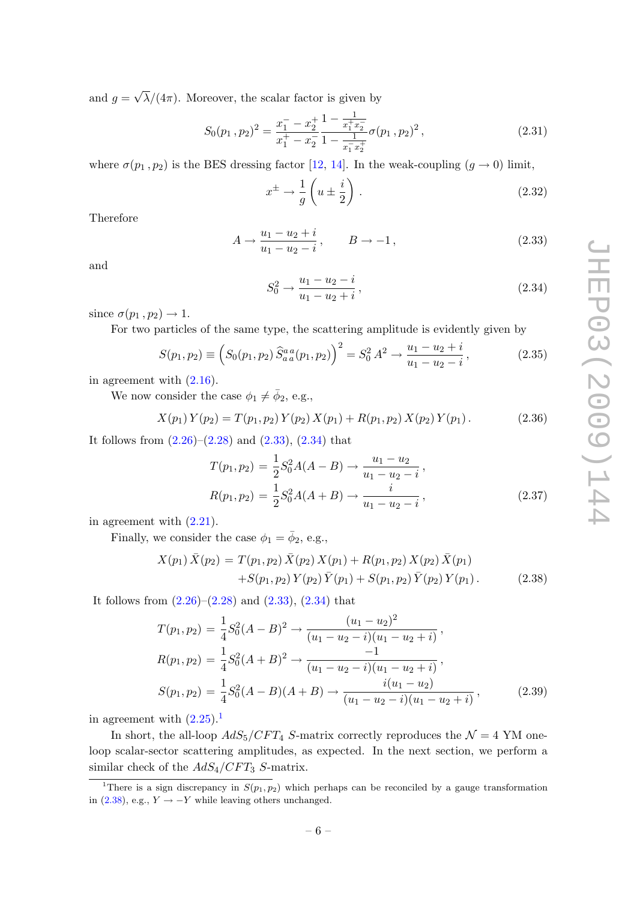and $g = \sqrt{\lambda}/(4\pi)$. Moreover, the scalar factor is given by

$$S_0(p_1\,, p_2)^2 = \frac{x_1^- - x_2^+}{x_1^+ - x_2^-} \frac{1 - \frac{1}{x_1^+ x_2^-}}{1 - \frac{1}{x_1^- x_2^+}} \sigma(p_1\,, p_2)^2\,, \tag{2.31}$$

where $\sigma(p_1\,, p_2)$ is the BES dressing factor [12, 14]. In the weak-coupling ($g \to 0$) limit,

$$x^\pm \to \frac{1}{g}\left(u \pm \frac{i}{2}\right)\,. \tag{2.32}$$

Therefore

$$A \to \frac{u_1 - u_2 + i}{u_1 - u_2 - i}\,, \qquad B \to -1\,, \tag{2.33}$$

and

$$S_0^2 \to \frac{u_1 - u_2 - i}{u_1 - u_2 + i}\,, \tag{2.34}$$

since $\sigma(p_1\,, p_2) \to 1$.

For two particles of the same type, the scattering amplitude is evidently given by

$$S(p_1, p_2) \equiv \left(S_0(p_1, p_2)\, \widehat{S}_{a\,a}^{a\,a}(p_1, p_2)\right)^2 = S_0^2\, A^2 \to \frac{u_1 - u_2 + i}{u_1 - u_2 - i}\,, \tag{2.35}$$

in agreement with (2.16).

We now consider the case $\phi_1 \ne \bar{\phi}_2$, e.g.,

$$X(p_1)\, Y(p_2) = T(p_1, p_2)\, Y(p_2)\, X(p_1) + R(p_1, p_2)\, X(p_2)\, Y(p_1)\,. \tag{2.36}$$

It follows from (2.26)–(2.28) and (2.33), (2.34) that

$$\begin{aligned} T(p_1, p_2) &= \frac{1}{2} S_0^2 A(A - B) \to \frac{u_1 - u_2}{u_1 - u_2 - i}\,, \\ R(p_1, p_2) &= \frac{1}{2} S_0^2 A(A + B) \to \frac{i}{u_1 - u_2 - i}\,, \end{aligned} \tag{2.37}$$

in agreement with (2.21).

Finally, we consider the case $\phi_1 = \bar{\phi}_2$, e.g.,

$$\begin{aligned} X(p_1)\, \bar{X}(p_2) &= T(p_1, p_2)\, \bar{X}(p_2)\, X(p_1) + R(p_1, p_2)\, X(p_2)\, \bar{X}(p_1) \\ &\quad + S(p_1, p_2)\, Y(p_2)\, \bar{Y}(p_1) + S(p_1, p_2)\, \bar{Y}(p_2)\, Y(p_1)\,. \end{aligned} \tag{2.38}$$

It follows from (2.26)–(2.28) and (2.33), (2.34) that

$$\begin{aligned} T(p_1, p_2) &= \frac{1}{4} S_0^2 (A - B)^2 \to \frac{(u_1 - u_2)^2}{(u_1 - u_2 - i)(u_1 - u_2 + i)}\,, \\ R(p_1, p_2) &= \frac{1}{4} S_0^2 (A + B)^2 \to \frac{-1}{(u_1 - u_2 - i)(u_1 - u_2 + i)}\,, \\ S(p_1, p_2) &= \frac{1}{4} S_0^2 (A - B)(A + B) \to \frac{i(u_1 - u_2)}{(u_1 - u_2 - i)(u_1 - u_2 + i)}\,, \end{aligned} \tag{2.39}$$

in agreement with (2.25).[1]

In short, the all-loop $AdS_5/CFT_4$ $S$-matrix correctly reproduces the $\mathcal{N} = 4$ YM one-loop scalar-sector scattering amplitudes, as expected. In the next section, we perform a similar check of the $AdS_4/CFT_3$ $S$-matrix.

[1] There is a sign discrepancy in $S(p_1, p_2)$ which perhaps can be reconciled by a gauge transformation in (2.38), e.g., $Y \to -Y$ while leaving others unchanged.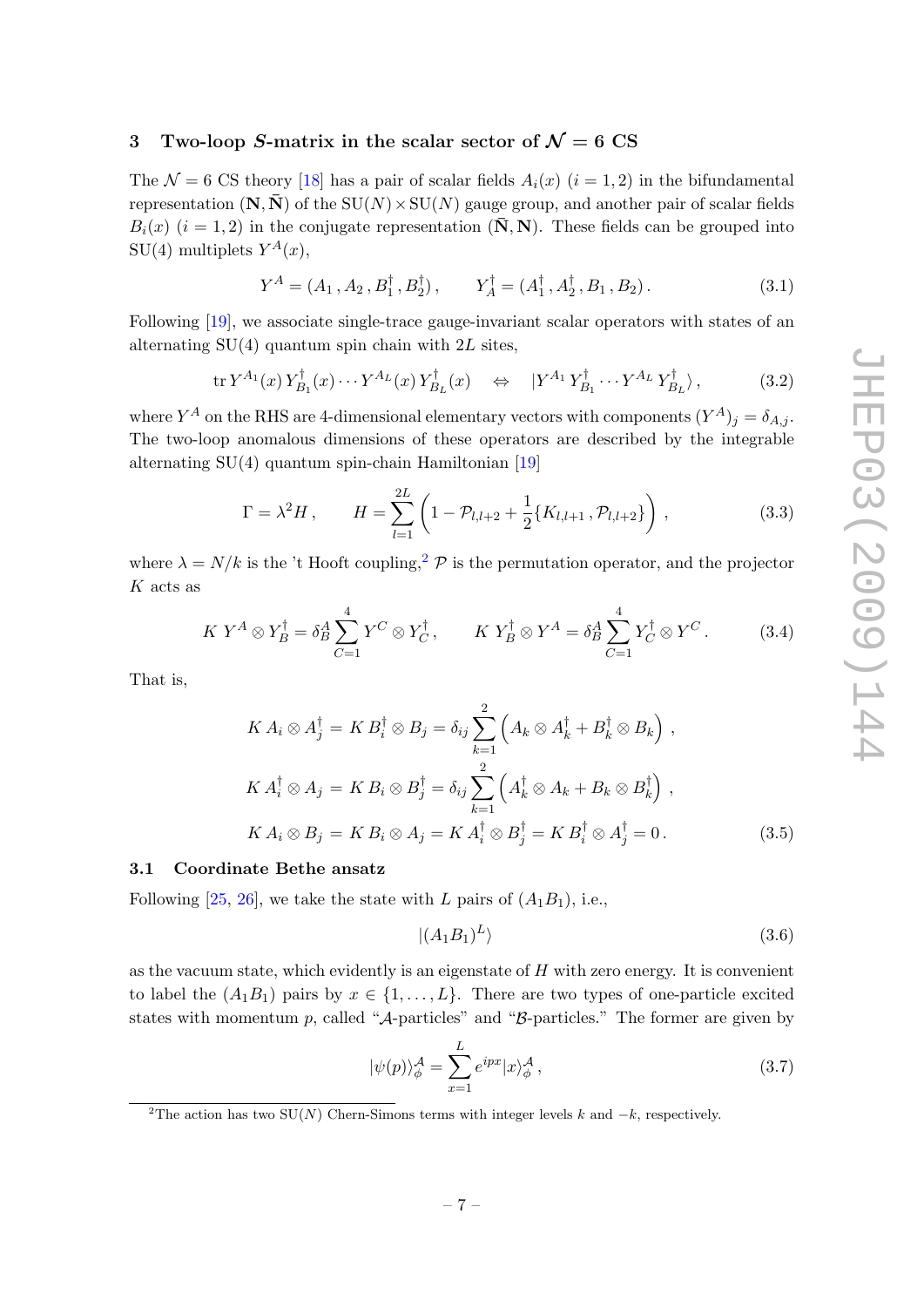## 3 Two-loop $S$-matrix in the scalar sector of $\mathcal{N} = 6$ CS

The $\mathcal{N} = 6$ CS theory [18] has a pair of scalar fields $A_i(x)$ $(i = 1, 2)$ in the bifundamental representation $(\mathbf{N}, \bar{\mathbf{N}})$ of the $SU(N) \times SU(N)$ gauge group, and another pair of scalar fields $B_i(x)$ $(i = 1, 2)$ in the conjugate representation $(\bar{\mathbf{N}}, \mathbf{N})$. These fields can be grouped into $SU(4)$ multiplets $Y^A(x)$,

$$Y^A = (A_1\,, A_2\,, B_1^\dagger\,, B_2^\dagger)\,, \qquad Y_A^\dagger = (A_1^\dagger\,, A_2^\dagger\,, B_1\,, B_2)\,. \tag{3.1}$$

Following [19], we associate single-trace gauge-invariant scalar operators with states of an alternating $SU(4)$ quantum spin chain with $2L$ sites,

$$\operatorname{tr} Y^{A_1}(x)\, Y_{B_1}^\dagger(x) \cdots Y^{A_L}(x)\, Y_{B_L}^\dagger(x) \quad \Leftrightarrow \quad |Y^{A_1}\, Y_{B_1}^\dagger \cdots Y^{A_L}\, Y_{B_L}^\dagger\rangle\,, \tag{3.2}$$

where $Y^A$ on the RHS are 4-dimensional elementary vectors with components $(Y^A)_j = \delta_{A,j}$. The two-loop anomalous dimensions of these operators are described by the integrable alternating $SU(4)$ quantum spin-chain Hamiltonian [19]

$$\Gamma = \lambda^2 H\,, \qquad H = \sum_{l=1}^{2L} \left( 1 - \mathcal{P}_{l,l+2} + \frac{1}{2} \{ K_{l,l+1}\,, \mathcal{P}_{l,l+2} \} \right)\,, \tag{3.3}$$

where $\lambda = N/k$ is the 't Hooft coupling,[2] $\mathcal{P}$ is the permutation operator, and the projector $K$ acts as

$$K\; Y^A \otimes Y_B^\dagger = \delta_B^A \sum_{C=1}^{4} Y^C \otimes Y_C^\dagger\,, \qquad K\; Y_B^\dagger \otimes Y^A = \delta_B^A \sum_{C=1}^{4} Y_C^\dagger \otimes Y^C\,. \tag{3.4}$$

That is,

$$\begin{aligned}
K\, A_i \otimes A_j^\dagger &= K\, B_i^\dagger \otimes B_j = \delta_{ij} \sum_{k=1}^{2} \left( A_k \otimes A_k^\dagger + B_k^\dagger \otimes B_k \right)\,, \\
K\, A_i^\dagger \otimes A_j &= K\, B_i \otimes B_j^\dagger = \delta_{ij} \sum_{k=1}^{2} \left( A_k^\dagger \otimes A_k + B_k \otimes B_k^\dagger \right)\,, \\
K\, A_i \otimes B_j &= K\, B_i \otimes A_j = K\, A_i^\dagger \otimes B_j^\dagger = K\, B_i^\dagger \otimes A_j^\dagger = 0\,.
\end{aligned} \tag{3.5}$$

### 3.1 Coordinate Bethe ansatz

Following [25, 26], we take the state with $L$ pairs of $(A_1 B_1)$, i.e.,

$$|(A_1 B_1)^L\rangle \tag{3.6}$$

as the vacuum state, which evidently is an eigenstate of $H$ with zero energy. It is convenient to label the $(A_1 B_1)$ pairs by $x \in \{1, \ldots, L\}$. There are two types of one-particle excited states with momentum $p$, called "$\mathcal{A}$-particles" and "$\mathcal{B}$-particles." The former are given by

$$|\psi(p)\rangle_\phi^{\mathcal{A}} = \sum_{x=1}^{L} e^{ipx} |x\rangle_\phi^{\mathcal{A}}\,, \tag{3.7}$$

[2] The action has two $SU(N)$ Chern-Simons terms with integer levels $k$ and $-k$, respectively.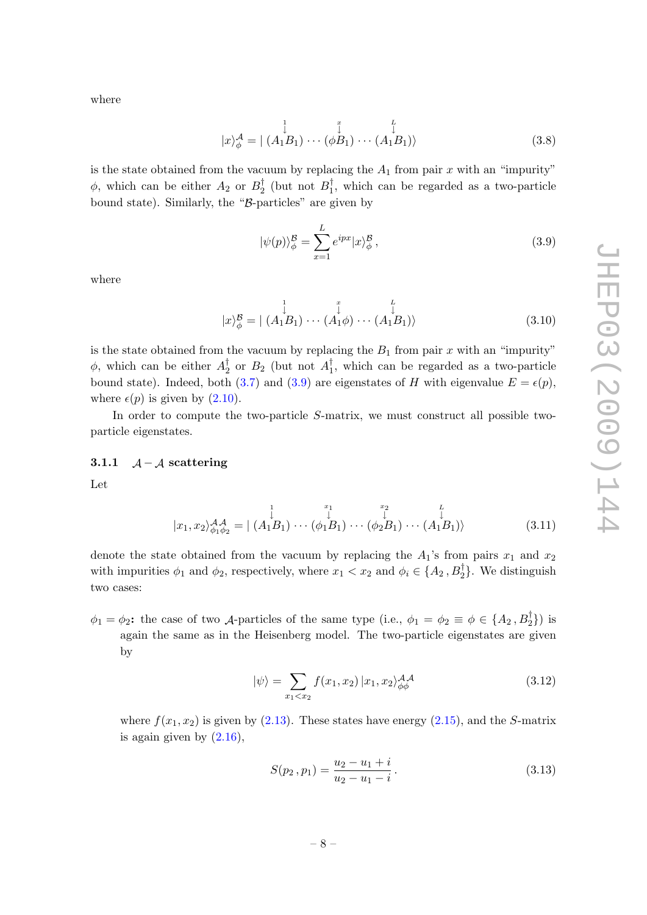where

$$
|x\rangle_{\phi}^{\mathcal{A}} = |\, \overset{1}{\downarrow}{(A_1 B_1)} \cdots \overset{x}{\downarrow}{(\phi B_1)} \cdots \overset{L}{\downarrow}{(A_1 B_1)}\rangle \tag{3.8}
$$

is the state obtained from the vacuum by replacing the $A_1$ from pair $x$ with an "impurity" $\phi$, which can be either $A_2$ or $B_2^\dagger$ (but not $B_1^\dagger$, which can be regarded as a two-particle bound state). Similarly, the "$\mathcal{B}$-particles" are given by

$$
|\psi(p)\rangle_{\phi}^{\mathcal{B}} = \sum_{x=1}^{L} e^{ipx} |x\rangle_{\phi}^{\mathcal{B}} \,, \tag{3.9}
$$

where

$$
|x\rangle_{\phi}^{\mathcal{B}} = |\, \overset{1}{\downarrow}{(A_1 B_1)} \cdots \overset{x}{\downarrow}{(A_1 \phi)} \cdots \overset{L}{\downarrow}{(A_1 B_1)}\rangle \tag{3.10}
$$

is the state obtained from the vacuum by replacing the $B_1$ from pair $x$ with an "impurity" $\phi$, which can be either $A_2^\dagger$ or $B_2$ (but not $A_1^\dagger$, which can be regarded as a two-particle bound state). Indeed, both (3.7) and (3.9) are eigenstates of $H$ with eigenvalue $E = \epsilon(p)$, where $\epsilon(p)$ is given by (2.10).

In order to compute the two-particle $S$-matrix, we must construct all possible two-particle eigenstates.

#### 3.1.1 $\mathcal{A}-\mathcal{A}$ scattering

Let

$$
|x_1, x_2\rangle_{\phi_1 \phi_2}^{\mathcal{A}\mathcal{A}} = |\, \overset{1}{\downarrow}{(A_1 B_1)} \cdots \overset{x_1}{\downarrow}{(\phi_1 B_1)} \cdots \overset{x_2}{\downarrow}{(\phi_2 B_1)} \cdots \overset{L}{\downarrow}{(A_1 B_1)}\rangle \tag{3.11}
$$

denote the state obtained from the vacuum by replacing the $A_1$'s from pairs $x_1$ and $x_2$ with impurities $\phi_1$ and $\phi_2$, respectively, where $x_1 < x_2$ and $\phi_i \in \{A_2 \,, B_2^\dagger\}$. We distinguish two cases:

**$\phi_1 = \phi_2$:** the case of two $\mathcal{A}$-particles of the same type (i.e., $\phi_1 = \phi_2 \equiv \phi \in \{A_2 \,, B_2^\dagger\}$) is again the same as in the Heisenberg model. The two-particle eigenstates are given by

$$
|\psi\rangle = \sum_{x_1 < x_2} f(x_1, x_2)\, |x_1, x_2\rangle_{\phi\phi}^{\mathcal{A}\mathcal{A}} \tag{3.12}
$$

where $f(x_1, x_2)$ is given by (2.13). These states have energy (2.15), and the $S$-matrix is again given by (2.16),

$$
S(p_2 \,, p_1) = \frac{u_2 - u_1 + i}{u_2 - u_1 - i} \,. \tag{3.13}
$$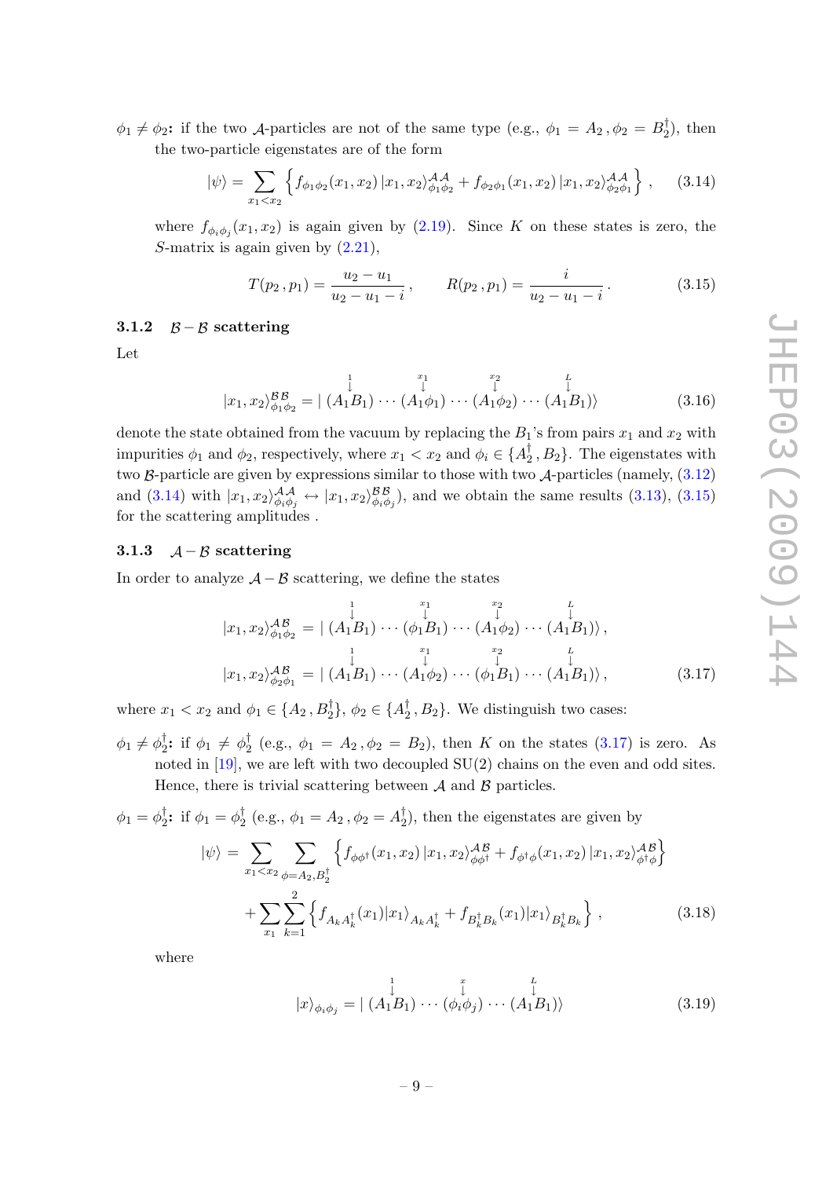$\phi_1 \neq \phi_2$**:** if the two $\mathcal{A}$-particles are not of the same type (e.g., $\phi_1 = A_2\,, \phi_2 = B_2^\dagger$), then the two-particle eigenstates are of the form

$$|\psi\rangle = \sum_{x_1 < x_2} \left\{ f_{\phi_1\phi_2}(x_1, x_2)\, |x_1, x_2\rangle^{\mathcal{A}\mathcal{A}}_{\phi_1\phi_2} + f_{\phi_2\phi_1}(x_1, x_2)\, |x_1, x_2\rangle^{\mathcal{A}\mathcal{A}}_{\phi_2\phi_1} \right\}\,, \tag{3.14}$$

where $f_{\phi_i\phi_j}(x_1, x_2)$ is again given by (2.19). Since $K$ on these states is zero, the $S$-matrix is again given by (2.21),

$$T(p_2\,, p_1) = \frac{u_2 - u_1}{u_2 - u_1 - i}\,, \qquad R(p_2\,, p_1) = \frac{i}{u_2 - u_1 - i}\,. \tag{3.15}$$

### 3.1.2 $\mathcal{B} - \mathcal{B}$ scattering

Let

$$|x_1, x_2\rangle^{\mathcal{B}\mathcal{B}}_{\phi_1\phi_2} = |\, \overset{1}{\downarrow}{(A_1 B_1)} \cdots \overset{x_1}{\downarrow}{(A_1 \phi_1)} \cdots \overset{x_2}{\downarrow}{(A_1 \phi_2)} \cdots \overset{L}{\downarrow}{(A_1 B_1)}\rangle \tag{3.16}$$

denote the state obtained from the vacuum by replacing the $B_1$'s from pairs $x_1$ and $x_2$ with impurities $\phi_1$ and $\phi_2$, respectively, where $x_1 < x_2$ and $\phi_i \in \{A_2^\dagger\,, B_2\}$. The eigenstates with two $\mathcal{B}$-particle are given by expressions similar to those with two $\mathcal{A}$-particles (namely, (3.12) and (3.14) with $|x_1, x_2\rangle^{\mathcal{A}\mathcal{A}}_{\phi_i\phi_j} \leftrightarrow |x_1, x_2\rangle^{\mathcal{B}\mathcal{B}}_{\phi_i\phi_j}$), and we obtain the same results (3.13), (3.15) for the scattering amplitudes .

### 3.1.3 $\mathcal{A} - \mathcal{B}$ scattering

In order to analyze $\mathcal{A} - \mathcal{B}$ scattering, we define the states

$$\begin{aligned}
|x_1, x_2\rangle^{\mathcal{A}\mathcal{B}}_{\phi_1\phi_2} &= |\, \overset{1}{\downarrow}{(A_1 B_1)} \cdots \overset{x_1}{\downarrow}{(\phi_1 B_1)} \cdots \overset{x_2}{\downarrow}{(A_1 \phi_2)} \cdots \overset{L}{\downarrow}{(A_1 B_1)}\rangle\,, \\
|x_1, x_2\rangle^{\mathcal{A}\mathcal{B}}_{\phi_2\phi_1} &= |\, \overset{1}{\downarrow}{(A_1 B_1)} \cdots \overset{x_1}{\downarrow}{(A_1 \phi_2)} \cdots \overset{x_2}{\downarrow}{(\phi_1 B_1)} \cdots \overset{L}{\downarrow}{(A_1 B_1)}\rangle\,,
\end{aligned} \tag{3.17}$$

where $x_1 < x_2$ and $\phi_1 \in \{A_2\,, B_2^\dagger\}$, $\phi_2 \in \{A_2^\dagger\,, B_2\}$. We distinguish two cases:

$\phi_1 \neq \phi_2^\dagger$**:** if $\phi_1 \neq \phi_2^\dagger$ (e.g., $\phi_1 = A_2\,, \phi_2 = B_2$), then $K$ on the states (3.17) is zero. As noted in [19], we are left with two decoupled SU(2) chains on the even and odd sites. Hence, there is trivial scattering between $\mathcal{A}$ and $\mathcal{B}$ particles.

$\phi_1 = \phi_2^\dagger$**:** if $\phi_1 = \phi_2^\dagger$ (e.g., $\phi_1 = A_2\,, \phi_2 = A_2^\dagger$), then the eigenstates are given by

$$\begin{aligned}
|\psi\rangle = &\sum_{x_1 < x_2} \sum_{\phi = A_2, B_2^\dagger} \left\{ f_{\phi\phi^\dagger}(x_1, x_2)\, |x_1, x_2\rangle^{\mathcal{A}\mathcal{B}}_{\phi\phi^\dagger} + f_{\phi^\dagger\phi}(x_1, x_2)\, |x_1, x_2\rangle^{\mathcal{A}\mathcal{B}}_{\phi^\dagger\phi} \right\} \\
&+ \sum_{x_1} \sum_{k=1}^{2} \left\{ f_{A_k A_k^\dagger}(x_1) |x_1\rangle_{A_k A_k^\dagger} + f_{B_k^\dagger B_k}(x_1) |x_1\rangle_{B_k^\dagger B_k} \right\}\,,
\end{aligned} \tag{3.18}$$

where

$$|x\rangle_{\phi_i\phi_j} = |\, \overset{1}{\downarrow}{(A_1 B_1)} \cdots \overset{x}{\downarrow}{(\phi_i \phi_j)} \cdots \overset{L}{\downarrow}{(A_1 B_1)}\rangle \tag{3.19}$$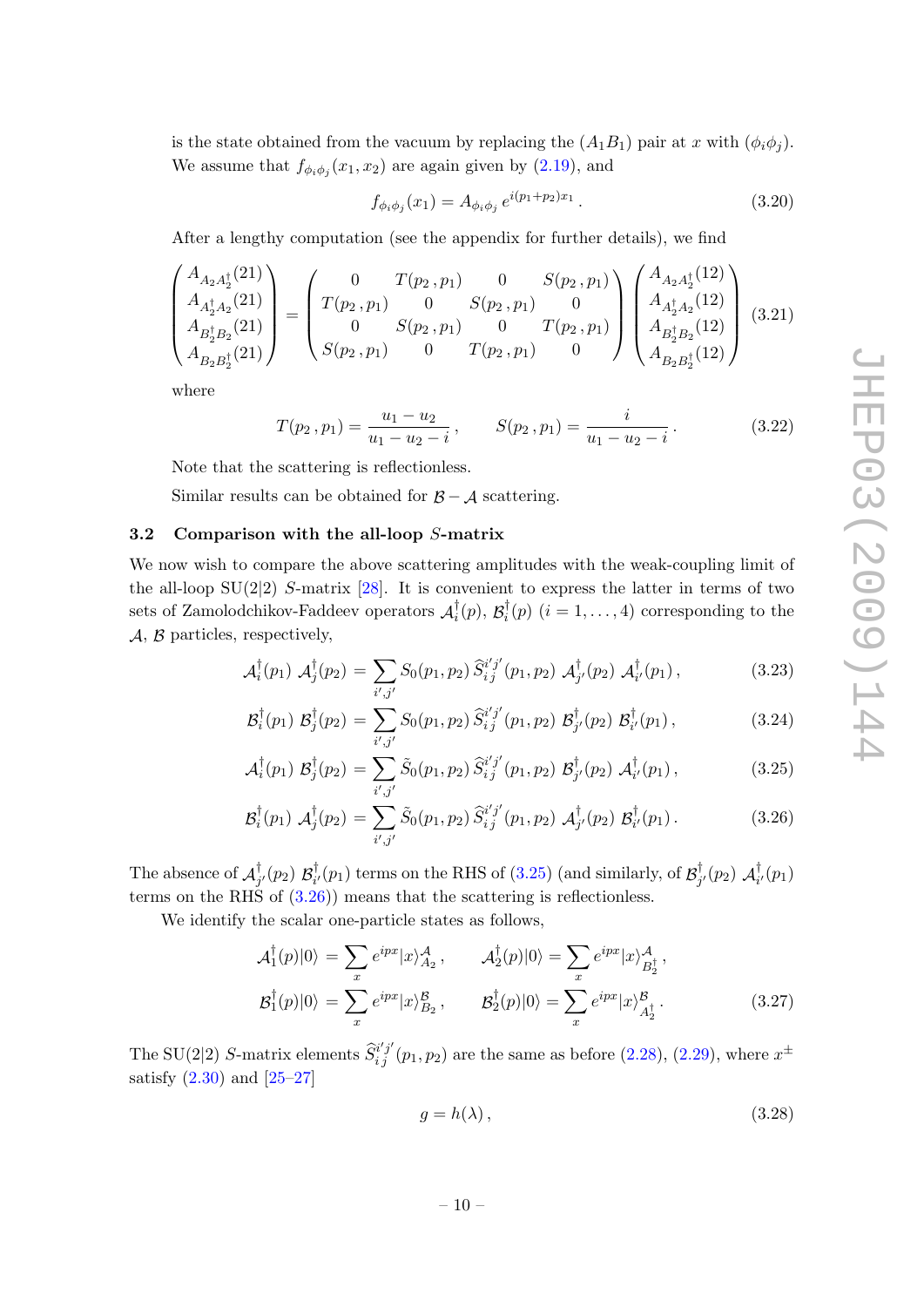is the state obtained from the vacuum by replacing the $(A_1 B_1)$ pair at $x$ with $(\phi_i \phi_j)$. We assume that $f_{\phi_i\phi_j}(x_1, x_2)$ are again given by (2.19), and

$$f_{\phi_i\phi_j}(x_1) = A_{\phi_i\phi_j}\, e^{i(p_1+p_2)x_1} \,. \tag{3.20}$$

After a lengthy computation (see the appendix for further details), we find

$$\begin{pmatrix} A_{A_2 A_2^\dagger}(21) \\ A_{A_2^\dagger A_2}(21) \\ A_{B_2^\dagger B_2}(21) \\ A_{B_2 B_2^\dagger}(21) \end{pmatrix} = \begin{pmatrix} 0 & T(p_2\,, p_1) & 0 & S(p_2\,, p_1) \\ T(p_2\,, p_1) & 0 & S(p_2\,, p_1) & 0 \\ 0 & S(p_2\,, p_1) & 0 & T(p_2\,, p_1) \\ S(p_2\,, p_1) & 0 & T(p_2\,, p_1) & 0 \end{pmatrix} \begin{pmatrix} A_{A_2 A_2^\dagger}(12) \\ A_{A_2^\dagger A_2}(12) \\ A_{B_2^\dagger B_2}(12) \\ A_{B_2 B_2^\dagger}(12) \end{pmatrix} \tag{3.21}$$

where

$$T(p_2\,, p_1) = \frac{u_1 - u_2}{u_1 - u_2 - i}\,, \qquad S(p_2\,, p_1) = \frac{i}{u_1 - u_2 - i}\,. \tag{3.22}$$

Note that the scattering is reflectionless.

Similar results can be obtained for $\mathcal{B} - \mathcal{A}$ scattering.

### 3.2 Comparison with the all-loop $S$-matrix

We now wish to compare the above scattering amplitudes with the weak-coupling limit of the all-loop SU(2|2) $S$-matrix [28]. It is convenient to express the latter in terms of two sets of Zamolodchikov-Faddeev operators $\mathcal{A}_i^\dagger(p)$, $\mathcal{B}_i^\dagger(p)$ $(i = 1, \ldots, 4)$ corresponding to the $\mathcal{A}$, $\mathcal{B}$ particles, respectively,

$$\mathcal{A}_i^\dagger(p_1)\; \mathcal{A}_j^\dagger(p_2) = \sum_{i',j'} S_0(p_1, p_2)\, \widehat{S}_{i\,j}^{i'j'}(p_1, p_2)\; \mathcal{A}_{j'}^\dagger(p_2)\; \mathcal{A}_{i'}^\dagger(p_1)\,, \tag{3.23}$$

$$\mathcal{B}_i^\dagger(p_1)\; \mathcal{B}_j^\dagger(p_2) = \sum_{i',j'} S_0(p_1, p_2)\, \widehat{S}_{i\,j}^{i'j'}(p_1, p_2)\; \mathcal{B}_{j'}^\dagger(p_2)\; \mathcal{B}_{i'}^\dagger(p_1)\,, \tag{3.24}$$

$$\mathcal{A}_i^\dagger(p_1)\; \mathcal{B}_j^\dagger(p_2) = \sum_{i',j'} \tilde{S}_0(p_1, p_2)\, \widehat{S}_{i\,j}^{i'j'}(p_1, p_2)\; \mathcal{B}_{j'}^\dagger(p_2)\; \mathcal{A}_{i'}^\dagger(p_1)\,, \tag{3.25}$$

$$\mathcal{B}_i^\dagger(p_1)\; \mathcal{A}_j^\dagger(p_2) = \sum_{i',j'} \tilde{S}_0(p_1, p_2)\, \widehat{S}_{i\,j}^{i'j'}(p_1, p_2)\; \mathcal{A}_{j'}^\dagger(p_2)\; \mathcal{B}_{i'}^\dagger(p_1)\,. \tag{3.26}$$

The absence of $\mathcal{A}_{j'}^\dagger(p_2)\; \mathcal{B}_{i'}^\dagger(p_1)$ terms on the RHS of (3.25) (and similarly, of $\mathcal{B}_{j'}^\dagger(p_2)\; \mathcal{A}_{i'}^\dagger(p_1)$ terms on the RHS of (3.26)) means that the scattering is reflectionless.

We identify the scalar one-particle states as follows,

$$\begin{aligned}
\mathcal{A}_1^\dagger(p)|0\rangle &= \sum_x e^{ipx} |x\rangle^{\mathcal{A}}_{A_2}\,, \qquad \mathcal{A}_2^\dagger(p)|0\rangle = \sum_x e^{ipx} |x\rangle^{\mathcal{A}}_{B_2^\dagger}\,, \\
\mathcal{B}_1^\dagger(p)|0\rangle &= \sum_x e^{ipx} |x\rangle^{\mathcal{B}}_{B_2}\,, \qquad \mathcal{B}_2^\dagger(p)|0\rangle = \sum_x e^{ipx} |x\rangle^{\mathcal{B}}_{A_2^\dagger}\,.
\end{aligned} \tag{3.27}$$

The SU(2|2) $S$-matrix elements $\widehat{S}_{i\,j}^{i'j'}(p_1, p_2)$ are the same as before (2.28), (2.29), where $x^\pm$ satisfy (2.30) and [25–27]

$$g = h(\lambda)\,, \tag{3.28}$$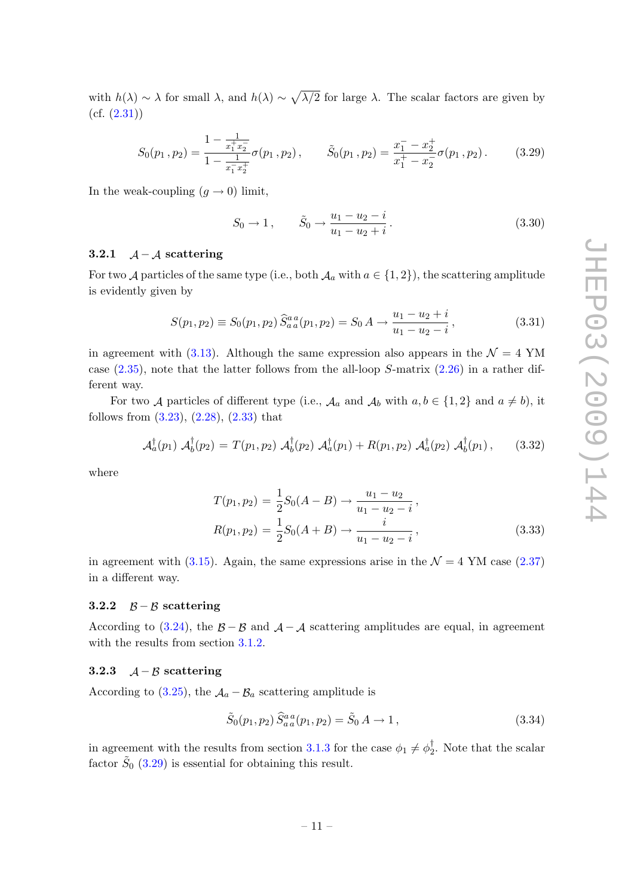with $h(\lambda) \sim \lambda$ for small $\lambda$, and $h(\lambda) \sim \sqrt{\lambda/2}$ for large $\lambda$. The scalar factors are given by (cf. (2.31))

$$S_0(p_1\,,p_2) = \frac{1-\frac{1}{x_1^+ x_2^-}}{1-\frac{1}{x_1^- x_2^+}}\sigma(p_1\,,p_2)\,, \qquad \tilde{S}_0(p_1\,,p_2) = \frac{x_1^- - x_2^+}{x_1^+ - x_2^-}\sigma(p_1\,,p_2)\,. \tag{3.29}$$

In the weak-coupling ($g \to 0$) limit,

$$S_0 \to 1\,, \qquad \tilde{S}_0 \to \frac{u_1 - u_2 - i}{u_1 - u_2 + i}\,. \tag{3.30}$$

#### 3.2.1 $\mathcal{A} - \mathcal{A}$ scattering

For two $\mathcal{A}$ particles of the same type (i.e., both $\mathcal{A}_a$ with $a \in \{1,2\}$), the scattering amplitude is evidently given by

$$S(p_1, p_2) \equiv S_0(p_1, p_2)\, \widehat{S}_{a\,a}^{a\,a}(p_1, p_2) = S_0\, A \to \frac{u_1 - u_2 + i}{u_1 - u_2 - i}\,, \tag{3.31}$$

in agreement with (3.13). Although the same expression also appears in the $\mathcal{N} = 4$ YM case (2.35), note that the latter follows from the all-loop $S$-matrix (2.26) in a rather different way.

For two $\mathcal{A}$ particles of different type (i.e., $\mathcal{A}_a$ and $\mathcal{A}_b$ with $a, b \in \{1,2\}$ and $a \neq b$), it follows from (3.23), (2.28), (2.33) that

$$\mathcal{A}_a^\dagger(p_1)\; \mathcal{A}_b^\dagger(p_2) = T(p_1, p_2)\; \mathcal{A}_b^\dagger(p_2)\; \mathcal{A}_a^\dagger(p_1) + R(p_1, p_2)\; \mathcal{A}_a^\dagger(p_2)\; \mathcal{A}_b^\dagger(p_1)\,, \tag{3.32}$$

where

$$\begin{aligned} T(p_1, p_2) &= \frac{1}{2} S_0 (A - B) \to \frac{u_1 - u_2}{u_1 - u_2 - i}\,, \\ R(p_1, p_2) &= \frac{1}{2} S_0 (A + B) \to \frac{i}{u_1 - u_2 - i}\,, \end{aligned} \tag{3.33}$$

in agreement with (3.15). Again, the same expressions arise in the $\mathcal{N} = 4$ YM case (2.37) in a different way.

#### 3.2.2 $\mathcal{B} - \mathcal{B}$ scattering

According to (3.24), the $\mathcal{B} - \mathcal{B}$ and $\mathcal{A} - \mathcal{A}$ scattering amplitudes are equal, in agreement with the results from section 3.1.2.

#### 3.2.3 $\mathcal{A} - \mathcal{B}$ scattering

According to (3.25), the $\mathcal{A}_a - \mathcal{B}_a$ scattering amplitude is

$$\tilde{S}_0(p_1, p_2)\, \widehat{S}_{a\,a}^{a\,a}(p_1, p_2) = \tilde{S}_0\, A \to 1\,, \tag{3.34}$$

in agreement with the results from section 3.1.3 for the case $\phi_1 \neq \phi_2^\dagger$. Note that the scalar factor $\tilde{S}_0$ (3.29) is essential for obtaining this result.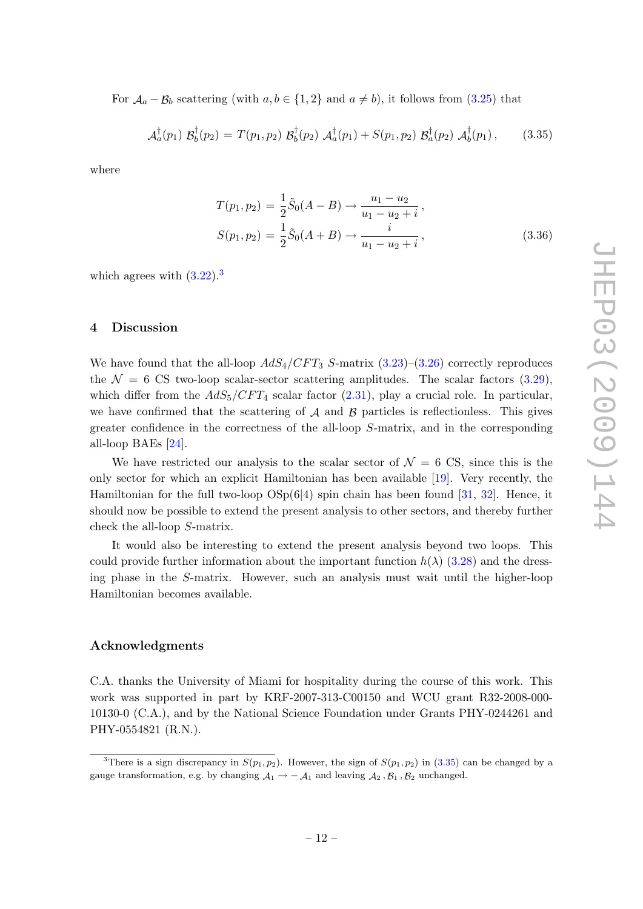For $\mathcal{A}_a - \mathcal{B}_b$ scattering (with $a, b \in \{1, 2\}$ and $a \neq b$), it follows from (3.25) that

$$\mathcal{A}_a^\dagger(p_1)\ \mathcal{B}_b^\dagger(p_2) = T(p_1, p_2)\ \mathcal{B}_b^\dagger(p_2)\ \mathcal{A}_a^\dagger(p_1) + S(p_1, p_2)\ \mathcal{B}_a^\dagger(p_2)\ \mathcal{A}_b^\dagger(p_1)\,, \tag{3.35}$$

where

$$\begin{aligned}
T(p_1, p_2) &= \frac{1}{2}\tilde{S}_0(A - B) \rightarrow \frac{u_1 - u_2}{u_1 - u_2 + i}\,,\\
S(p_1, p_2) &= \frac{1}{2}\tilde{S}_0(A + B) \rightarrow \frac{i}{u_1 - u_2 + i}\,,
\end{aligned} \tag{3.36}$$

which agrees with (3.22).[3]

## 4 Discussion

We have found that the all-loop $AdS_4/CFT_3$ $S$-matrix (3.23)–(3.26) correctly reproduces the $\mathcal{N} = 6$ CS two-loop scalar-sector scattering amplitudes. The scalar factors (3.29), which differ from the $AdS_5/CFT_4$ scalar factor (2.31), play a crucial role. In particular, we have confirmed that the scattering of $\mathcal{A}$ and $\mathcal{B}$ particles is reflectionless. This gives greater confidence in the correctness of the all-loop $S$-matrix, and in the corresponding all-loop BAEs [24].

We have restricted our analysis to the scalar sector of $\mathcal{N} = 6$ CS, since this is the only sector for which an explicit Hamiltonian has been available [19]. Very recently, the Hamiltonian for the full two-loop OSp(6|4) spin chain has been found [31, 32]. Hence, it should now be possible to extend the present analysis to other sectors, and thereby further check the all-loop $S$-matrix.

It would also be interesting to extend the present analysis beyond two loops. This could provide further information about the important function $h(\lambda)$ (3.28) and the dressing phase in the $S$-matrix. However, such an analysis must wait until the higher-loop Hamiltonian becomes available.

## Acknowledgments

C.A. thanks the University of Miami for hospitality during the course of this work. This work was supported in part by KRF-2007-313-C00150 and WCU grant R32-2008-000-10130-0 (C.A.), and by the National Science Foundation under Grants PHY-0244261 and PHY-0554821 (R.N.).

[3] There is a sign discrepancy in $S(p_1, p_2)$. However, the sign of $S(p_1, p_2)$ in (3.35) can be changed by a gauge transformation, e.g. by changing $\mathcal{A}_1 \rightarrow -\mathcal{A}_1$ and leaving $\mathcal{A}_2\,, \mathcal{B}_1\,, \mathcal{B}_2$ unchanged.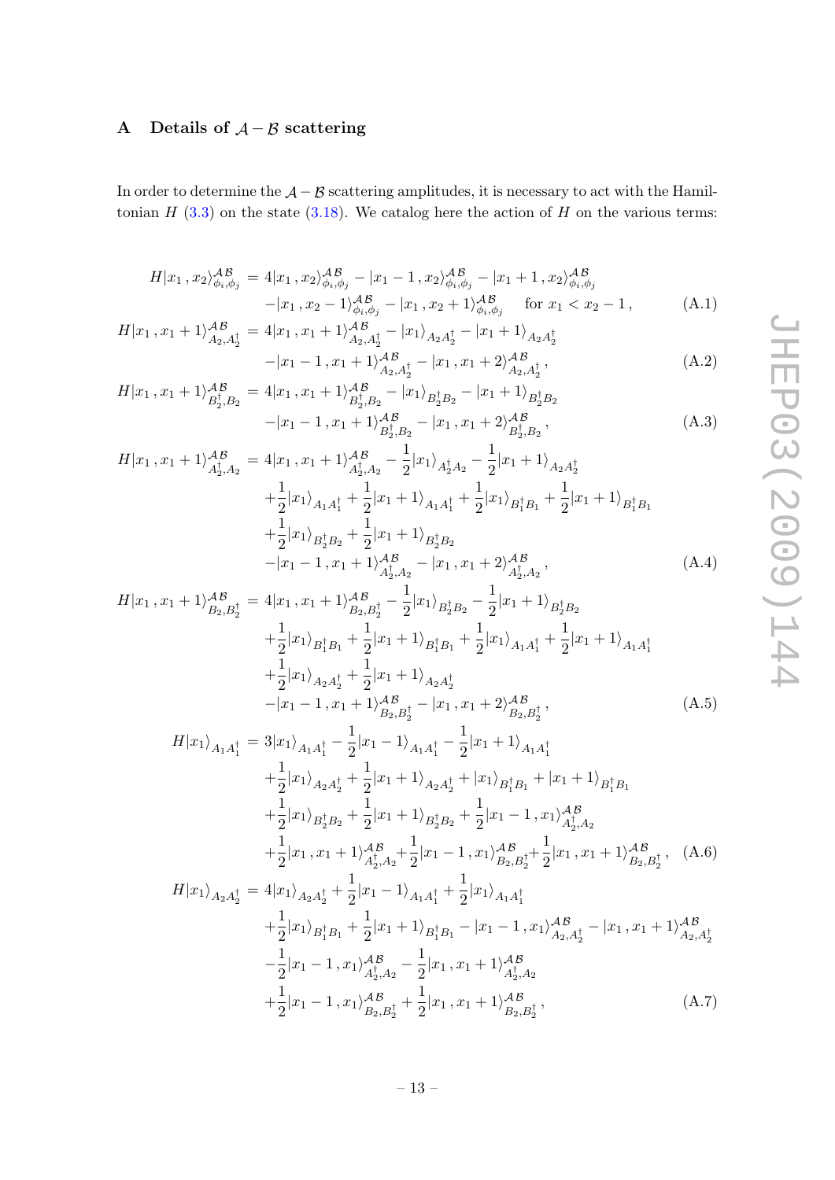## A Details of $\mathcal{A}-\mathcal{B}$ scattering

In order to determine the $\mathcal{A}-\mathcal{B}$ scattering amplitudes, it is necessary to act with the Hamiltonian $H$ (3.3) on the state (3.18). We catalog here the action of $H$ on the various terms:

$$
\begin{aligned}
H|x_1\,,x_2\rangle^{\mathcal{A}\mathcal{B}}_{\phi_i,\phi_j} &= 4|x_1\,,x_2\rangle^{\mathcal{A}\mathcal{B}}_{\phi_i,\phi_j} - |x_1-1\,,x_2\rangle^{\mathcal{A}\mathcal{B}}_{\phi_i,\phi_j} - |x_1+1\,,x_2\rangle^{\mathcal{A}\mathcal{B}}_{\phi_i,\phi_j} \\
&\quad - |x_1\,,x_2-1\rangle^{\mathcal{A}\mathcal{B}}_{\phi_i,\phi_j} - |x_1\,,x_2+1\rangle^{\mathcal{A}\mathcal{B}}_{\phi_i,\phi_j} \quad \text{for } x_1 < x_2-1\,, \qquad \text{(A.1)}\\
H|x_1\,,x_1+1\rangle^{\mathcal{A}\mathcal{B}}_{A_2,A_2^\dagger} &= 4|x_1\,,x_1+1\rangle^{\mathcal{A}\mathcal{B}}_{A_2,A_2^\dagger} - |x_1\rangle_{A_2A_2^\dagger} - |x_1+1\rangle_{A_2A_2^\dagger} \\
&\quad - |x_1-1\,,x_1+1\rangle^{\mathcal{A}\mathcal{B}}_{A_2,A_2^\dagger} - |x_1\,,x_1+2\rangle^{\mathcal{A}\mathcal{B}}_{A_2,A_2^\dagger}\,, \qquad \text{(A.2)}\\
H|x_1\,,x_1+1\rangle^{\mathcal{A}\mathcal{B}}_{B_2^\dagger,B_2} &= 4|x_1\,,x_1+1\rangle^{\mathcal{A}\mathcal{B}}_{B_2^\dagger,B_2} - |x_1\rangle_{B_2^\dagger B_2} - |x_1+1\rangle_{B_2^\dagger B_2} \\
&\quad - |x_1-1\,,x_1+1\rangle^{\mathcal{A}\mathcal{B}}_{B_2^\dagger,B_2} - |x_1\,,x_1+2\rangle^{\mathcal{A}\mathcal{B}}_{B_2^\dagger,B_2}\,, \qquad \text{(A.3)}\\
H|x_1\,,x_1+1\rangle^{\mathcal{A}\mathcal{B}}_{A_2^\dagger,A_2} &= 4|x_1\,,x_1+1\rangle^{\mathcal{A}\mathcal{B}}_{A_2^\dagger,A_2} - \frac{1}{2}|x_1\rangle_{A_2^\dagger A_2} - \frac{1}{2}|x_1+1\rangle_{A_2A_2^\dagger} \\
&\quad + \frac{1}{2}|x_1\rangle_{A_1A_1^\dagger} + \frac{1}{2}|x_1+1\rangle_{A_1A_1^\dagger} + \frac{1}{2}|x_1\rangle_{B_1^\dagger B_1} + \frac{1}{2}|x_1+1\rangle_{B_1^\dagger B_1} \\
&\quad + \frac{1}{2}|x_1\rangle_{B_2^\dagger B_2} + \frac{1}{2}|x_1+1\rangle_{B_2^\dagger B_2} \\
&\quad - |x_1-1\,,x_1+1\rangle^{\mathcal{A}\mathcal{B}}_{A_2^\dagger,A_2} - |x_1\,,x_1+2\rangle^{\mathcal{A}\mathcal{B}}_{A_2^\dagger,A_2}\,, \qquad \text{(A.4)}\\
H|x_1\,,x_1+1\rangle^{\mathcal{A}\mathcal{B}}_{B_2,B_2^\dagger} &= 4|x_1\,,x_1+1\rangle^{\mathcal{A}\mathcal{B}}_{B_2,B_2^\dagger} - \frac{1}{2}|x_1\rangle_{B_2^\dagger B_2} - \frac{1}{2}|x_1+1\rangle_{B_2^\dagger B_2} \\
&\quad + \frac{1}{2}|x_1\rangle_{B_1^\dagger B_1} + \frac{1}{2}|x_1+1\rangle_{B_1^\dagger B_1} + \frac{1}{2}|x_1\rangle_{A_1A_1^\dagger} + \frac{1}{2}|x_1+1\rangle_{A_1A_1^\dagger} \\
&\quad + \frac{1}{2}|x_1\rangle_{A_2A_2^\dagger} + \frac{1}{2}|x_1+1\rangle_{A_2A_2^\dagger} \\
&\quad - |x_1-1\,,x_1+1\rangle^{\mathcal{A}\mathcal{B}}_{B_2,B_2^\dagger} - |x_1\,,x_1+2\rangle^{\mathcal{A}\mathcal{B}}_{B_2,B_2^\dagger}\,, \qquad \text{(A.5)}\\
H|x_1\rangle_{A_1A_1^\dagger} &= 3|x_1\rangle_{A_1A_1^\dagger} - \frac{1}{2}|x_1-1\rangle_{A_1A_1^\dagger} - \frac{1}{2}|x_1+1\rangle_{A_1A_1^\dagger} \\
&\quad + \frac{1}{2}|x_1\rangle_{A_2A_2^\dagger} + \frac{1}{2}|x_1+1\rangle_{A_2A_2^\dagger} + |x_1\rangle_{B_1^\dagger B_1} + |x_1+1\rangle_{B_1^\dagger B_1} \\
&\quad + \frac{1}{2}|x_1\rangle_{B_2^\dagger B_2} + \frac{1}{2}|x_1+1\rangle_{B_2^\dagger B_2} + \frac{1}{2}|x_1-1\,,x_1\rangle^{\mathcal{A}\mathcal{B}}_{A_2^\dagger,A_2} \\
&\quad + \frac{1}{2}|x_1\,,x_1+1\rangle^{\mathcal{A}\mathcal{B}}_{A_2^\dagger,A_2} + \frac{1}{2}|x_1-1\,,x_1\rangle^{\mathcal{A}\mathcal{B}}_{B_2,B_2^\dagger} + \frac{1}{2}|x_1\,,x_1+1\rangle^{\mathcal{A}\mathcal{B}}_{B_2,B_2^\dagger}\,, \qquad \text{(A.6)}\\
H|x_1\rangle_{A_2A_2^\dagger} &= 4|x_1\rangle_{A_2A_2^\dagger} + \frac{1}{2}|x_1-1\rangle_{A_1A_1^\dagger} + \frac{1}{2}|x_1\rangle_{A_1A_1^\dagger} \\
&\quad + \frac{1}{2}|x_1\rangle_{B_1^\dagger B_1} + \frac{1}{2}|x_1+1\rangle_{B_1^\dagger B_1} - |x_1-1\,,x_1\rangle^{\mathcal{A}\mathcal{B}}_{A_2,A_2^\dagger} - |x_1\,,x_1+1\rangle^{\mathcal{A}\mathcal{B}}_{A_2,A_2^\dagger} \\
&\quad - \frac{1}{2}|x_1-1\,,x_1\rangle^{\mathcal{A}\mathcal{B}}_{A_2^\dagger,A_2} - \frac{1}{2}|x_1\,,x_1+1\rangle^{\mathcal{A}\mathcal{B}}_{A_2^\dagger,A_2} \\
&\quad + \frac{1}{2}|x_1-1\,,x_1\rangle^{\mathcal{A}\mathcal{B}}_{B_2,B_2^\dagger} + \frac{1}{2}|x_1\,,x_1+1\rangle^{\mathcal{A}\mathcal{B}}_{B_2,B_2^\dagger}\,, \qquad \text{(A.7)}
\end{aligned}
$$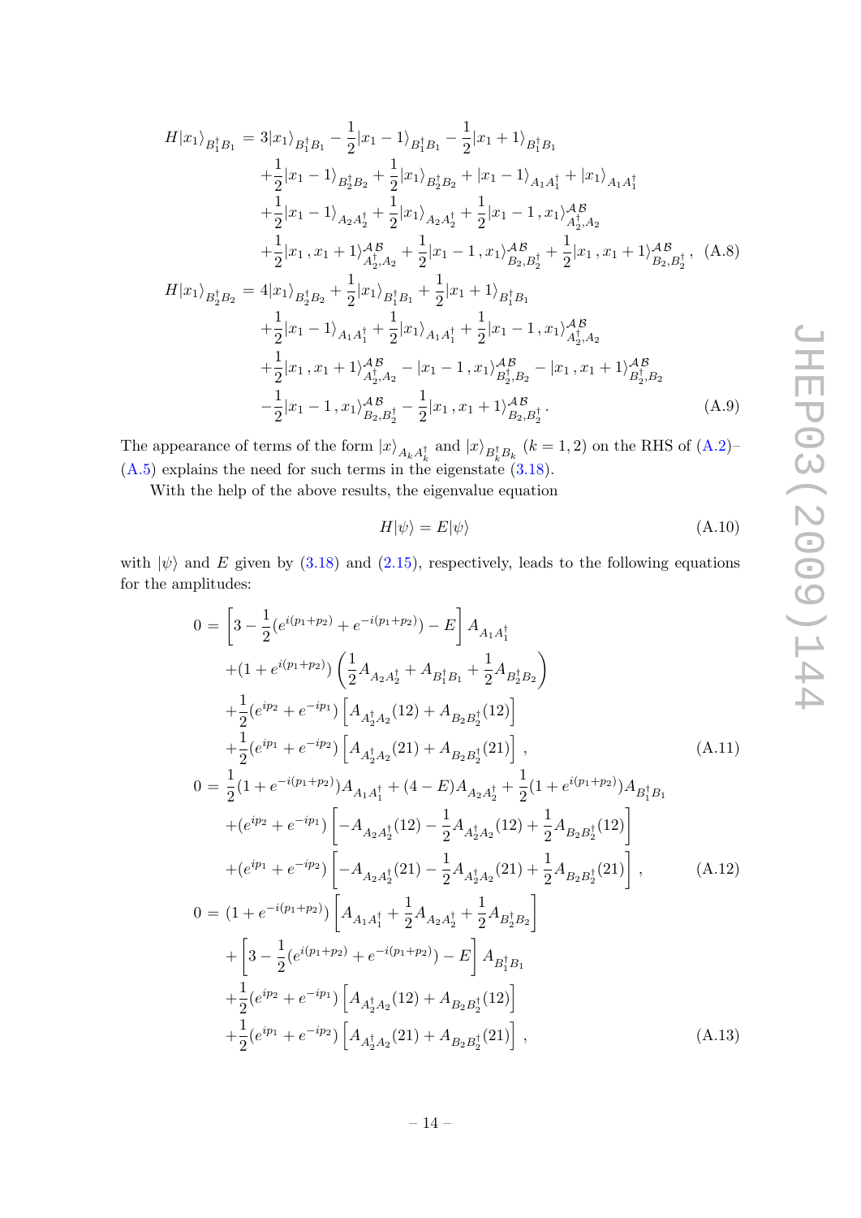$$
\begin{aligned}
H|x_1\rangle_{B_1^\dagger B_1} &= 3|x_1\rangle_{B_1^\dagger B_1} - \frac{1}{2}|x_1-1\rangle_{B_1^\dagger B_1} - \frac{1}{2}|x_1+1\rangle_{B_1^\dagger B_1} \\
&\quad + \frac{1}{2}|x_1-1\rangle_{B_2^\dagger B_2} + \frac{1}{2}|x_1\rangle_{B_2^\dagger B_2} + |x_1-1\rangle_{A_1 A_1^\dagger} + |x_1\rangle_{A_1 A_1^\dagger} \\
&\quad + \frac{1}{2}|x_1-1\rangle_{A_2 A_2^\dagger} + \frac{1}{2}|x_1\rangle_{A_2 A_2^\dagger} + \frac{1}{2}|x_1-1\,,x_1\rangle^{\mathcal{AB}}_{A_2^\dagger,A_2} \\
&\quad + \frac{1}{2}|x_1\,,x_1+1\rangle^{\mathcal{AB}}_{A_2^\dagger,A_2} + \frac{1}{2}|x_1-1\,,x_1\rangle^{\mathcal{AB}}_{B_2,B_2^\dagger} + \frac{1}{2}|x_1\,,x_1+1\rangle^{\mathcal{AB}}_{B_2,B_2^\dagger}\,, \qquad \text{(A.8)}
\end{aligned}
$$

$$
\begin{aligned}
H|x_1\rangle_{B_2^\dagger B_2} &= 4|x_1\rangle_{B_2^\dagger B_2} + \frac{1}{2}|x_1\rangle_{B_1^\dagger B_1} + \frac{1}{2}|x_1+1\rangle_{B_1^\dagger B_1} \\
&\quad + \frac{1}{2}|x_1-1\rangle_{A_1 A_1^\dagger} + \frac{1}{2}|x_1\rangle_{A_1 A_1^\dagger} + \frac{1}{2}|x_1-1\,,x_1\rangle^{\mathcal{AB}}_{A_2^\dagger,A_2} \\
&\quad + \frac{1}{2}|x_1\,,x_1+1\rangle^{\mathcal{AB}}_{A_2^\dagger,A_2} - |x_1-1\,,x_1\rangle^{\mathcal{AB}}_{B_2^\dagger,B_2} - |x_1\,,x_1+1\rangle^{\mathcal{AB}}_{B_2^\dagger,B_2} \\
&\quad - \frac{1}{2}|x_1-1\,,x_1\rangle^{\mathcal{AB}}_{B_2,B_2^\dagger} - \frac{1}{2}|x_1\,,x_1+1\rangle^{\mathcal{AB}}_{B_2,B_2^\dagger}\,. \qquad \text{(A.9)}
\end{aligned}
$$

The appearance of terms of the form $|x\rangle_{A_k A_k^\dagger}$ and $|x\rangle_{B_k^\dagger B_k}$ $(k=1,2)$ on the RHS of (A.2)–(A.5) explains the need for such terms in the eigenstate (3.18).

With the help of the above results, the eigenvalue equation

$$
H|\psi\rangle = E|\psi\rangle \qquad \text{(A.10)}
$$

with $|\psi\rangle$ and $E$ given by (3.18) and (2.15), respectively, leads to the following equations for the amplitudes:

$$
\begin{aligned}
0 &= \left[3 - \frac{1}{2}(e^{i(p_1+p_2)} + e^{-i(p_1+p_2)}) - E\right] A_{A_1 A_1^\dagger} \\
&\quad + (1 + e^{i(p_1+p_2)}) \left(\frac{1}{2}A_{A_2 A_2^\dagger} + A_{B_1^\dagger B_1} + \frac{1}{2}A_{B_2^\dagger B_2}\right) \\
&\quad + \frac{1}{2}(e^{ip_2} + e^{-ip_1}) \left[A_{A_2^\dagger A_2}(12) + A_{B_2 B_2^\dagger}(12)\right] \\
&\quad + \frac{1}{2}(e^{ip_1} + e^{-ip_2}) \left[A_{A_2^\dagger A_2}(21) + A_{B_2 B_2^\dagger}(21)\right]\,, \qquad \text{(A.11)}
\end{aligned}
$$

$$
\begin{aligned}
0 &= \frac{1}{2}(1 + e^{-i(p_1+p_2)}) A_{A_1 A_1^\dagger} + (4 - E) A_{A_2 A_2^\dagger} + \frac{1}{2}(1 + e^{i(p_1+p_2)}) A_{B_1^\dagger B_1} \\
&\quad + (e^{ip_2} + e^{-ip_1}) \left[-A_{A_2 A_2^\dagger}(12) - \frac{1}{2}A_{A_2^\dagger A_2}(12) + \frac{1}{2}A_{B_2 B_2^\dagger}(12)\right] \\
&\quad + (e^{ip_1} + e^{-ip_2}) \left[-A_{A_2 A_2^\dagger}(21) - \frac{1}{2}A_{A_2^\dagger A_2}(21) + \frac{1}{2}A_{B_2 B_2^\dagger}(21)\right]\,, \qquad \text{(A.12)}
\end{aligned}
$$

$$
\begin{aligned}
0 &= (1 + e^{-i(p_1+p_2)}) \left[A_{A_1 A_1^\dagger} + \frac{1}{2}A_{A_2 A_2^\dagger} + \frac{1}{2}A_{B_2^\dagger B_2}\right] \\
&\quad + \left[3 - \frac{1}{2}(e^{i(p_1+p_2)} + e^{-i(p_1+p_2)}) - E\right] A_{B_1^\dagger B_1} \\
&\quad + \frac{1}{2}(e^{ip_2} + e^{-ip_1}) \left[A_{A_2^\dagger A_2}(12) + A_{B_2 B_2^\dagger}(12)\right] \\
&\quad + \frac{1}{2}(e^{ip_1} + e^{-ip_2}) \left[A_{A_2^\dagger A_2}(21) + A_{B_2 B_2^\dagger}(21)\right]\,, \qquad \text{(A.13)}
\end{aligned}
$$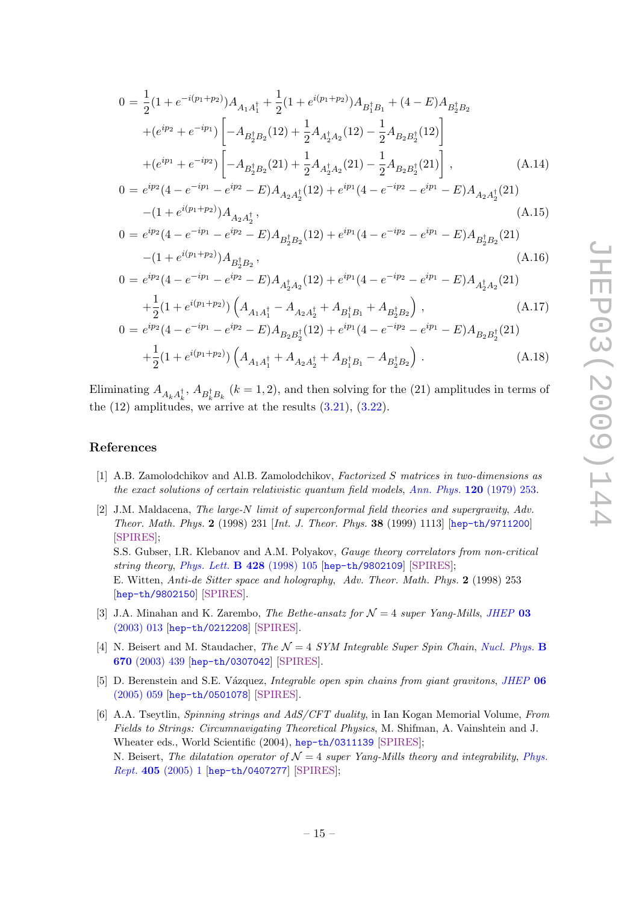$$
\begin{aligned}
0 =\; & \frac{1}{2}(1+e^{-i(p_1+p_2)})A_{A_1A_1^\dagger} + \frac{1}{2}(1+e^{i(p_1+p_2)})A_{B_1^\dagger B_1} + (4-E)A_{B_2^\dagger B_2} \\
& + (e^{ip_2}+e^{-ip_1})\left[-A_{B_2^\dagger B_2}(12) + \frac{1}{2}A_{A_2^\dagger A_2}(12) - \frac{1}{2}A_{B_2B_2^\dagger}(12)\right] \\
& + (e^{ip_1}+e^{-ip_2})\left[-A_{B_2^\dagger B_2}(21) + \frac{1}{2}A_{A_2^\dagger A_2}(21) - \frac{1}{2}A_{B_2B_2^\dagger}(21)\right], \qquad \text{(A.14)}
\end{aligned}
$$

$$
\begin{aligned}
0 =\; & e^{ip_2}(4-e^{-ip_1}-e^{ip_2}-E)A_{A_2A_2^\dagger}(12) + e^{ip_1}(4-e^{-ip_2}-e^{ip_1}-E)A_{A_2A_2^\dagger}(21) \\
& -(1+e^{i(p_1+p_2)})A_{A_2A_2^\dagger}, \qquad \text{(A.15)}
\end{aligned}
$$

$$
\begin{aligned}
0 =\; & e^{ip_2}(4-e^{-ip_1}-e^{ip_2}-E)A_{B_2^\dagger B_2}(12) + e^{ip_1}(4-e^{-ip_2}-e^{ip_1}-E)A_{B_2^\dagger B_2}(21) \\
& -(1+e^{i(p_1+p_2)})A_{B_2^\dagger B_2}, \qquad \text{(A.16)}
\end{aligned}
$$

$$
\begin{aligned}
0 =\; & e^{ip_2}(4-e^{-ip_1}-e^{ip_2}-E)A_{A_2^\dagger A_2}(12) + e^{ip_1}(4-e^{-ip_2}-e^{ip_1}-E)A_{A_2^\dagger A_2}(21) \\
& +\frac{1}{2}(1+e^{i(p_1+p_2)})\left(A_{A_1A_1^\dagger} - A_{A_2A_2^\dagger} + A_{B_1^\dagger B_1} + A_{B_2^\dagger B_2}\right), \qquad \text{(A.17)}
\end{aligned}
$$

$$
\begin{aligned}
0 =\; & e^{ip_2}(4-e^{-ip_1}-e^{ip_2}-E)A_{B_2B_2^\dagger}(12) + e^{ip_1}(4-e^{-ip_2}-e^{ip_1}-E)A_{B_2B_2^\dagger}(21) \\
& +\frac{1}{2}(1+e^{i(p_1+p_2)})\left(A_{A_1A_1^\dagger} + A_{A_2A_2^\dagger} + A_{B_1^\dagger B_1} - A_{B_2^\dagger B_2}\right). \qquad \text{(A.18)}
\end{aligned}
$$

Eliminating $A_{A_kA_k^\dagger}$, $A_{B_k^\dagger B_k}$ $(k=1,2)$, and then solving for the (21) amplitudes in terms of the (12) amplitudes, we arrive at the results (3.21), (3.22).

## References

[1] A.B. Zamolodchikov and Al.B. Zamolodchikov, *Factorized S matrices in two-dimensions as the exact solutions of certain relativistic quantum field models*, *Ann. Phys.* **120** (1979) 253.

[2] J.M. Maldacena, *The large-N limit of superconformal field theories and supergravity*, *Adv. Theor. Math. Phys.* **2** (1998) 231 [*Int. J. Theor. Phys.* **38** (1999) 1113] [hep-th/9711200] [SPIRES];
S.S. Gubser, I.R. Klebanov and A.M. Polyakov, *Gauge theory correlators from non-critical string theory*, *Phys. Lett.* **B 428** (1998) 105 [hep-th/9802109] [SPIRES];
E. Witten, *Anti-de Sitter space and holography*, *Adv. Theor. Math. Phys.* **2** (1998) 253 [hep-th/9802150] [SPIRES].

[3] J.A. Minahan and K. Zarembo, *The Bethe-ansatz for $\mathcal{N}=4$ super Yang-Mills*, *JHEP* **03** (2003) 013 [hep-th/0212208] [SPIRES].

[4] N. Beisert and M. Staudacher, *The $\mathcal{N}=4$ SYM Integrable Super Spin Chain*, *Nucl. Phys.* **B 670** (2003) 439 [hep-th/0307042] [SPIRES].

[5] D. Berenstein and S.E. Vázquez, *Integrable open spin chains from giant gravitons*, *JHEP* **06** (2005) 059 [hep-th/0501078] [SPIRES].

[6] A.A. Tseytlin, *Spinning strings and AdS/CFT duality*, in Ian Kogan Memorial Volume, *From Fields to Strings: Circumnavigating Theoretical Physics*, M. Shifman, A. Vainshtein and J. Wheater eds., World Scientific (2004), hep-th/0311139 [SPIRES];
N. Beisert, *The dilatation operator of $\mathcal{N}=4$ super Yang-Mills theory and integrability*, *Phys. Rept.* **405** (2005) 1 [hep-th/0407277] [SPIRES];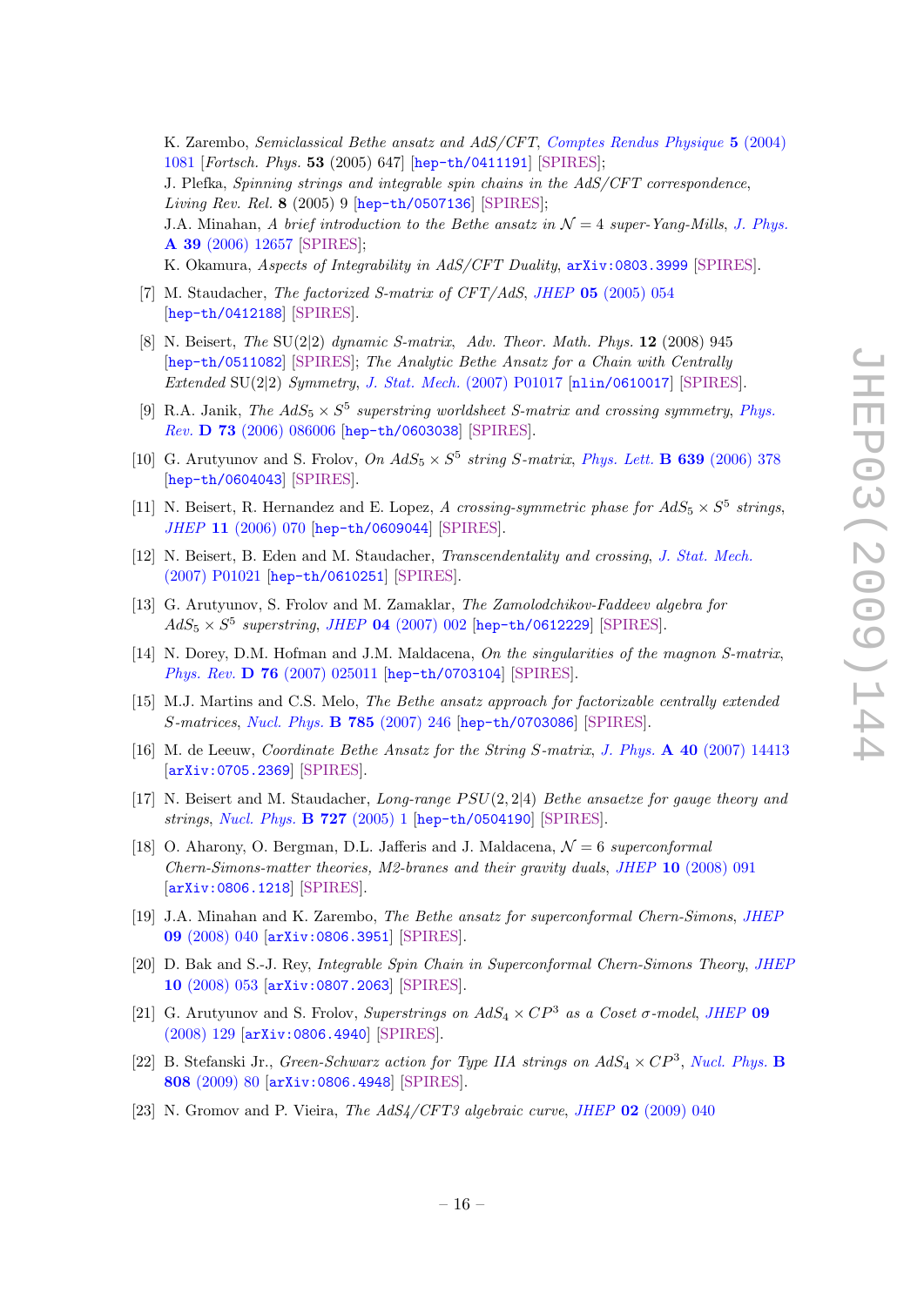K. Zarembo, *Semiclassical Bethe ansatz and AdS/CFT*, *Comptes Rendus Physique* **5** (2004) 1081 [*Fortsch. Phys.* **53** (2005) 647] [hep-th/0411191] [SPIRES];
J. Plefka, *Spinning strings and integrable spin chains in the AdS/CFT correspondence*, *Living Rev. Rel.* **8** (2005) 9 [hep-th/0507136] [SPIRES];
J.A. Minahan, *A brief introduction to the Bethe ansatz in* $\mathcal{N} = 4$ *super-Yang-Mills*, *J. Phys.* **A 39** (2006) 12657 [SPIRES];
K. Okamura, *Aspects of Integrability in AdS/CFT Duality*, arXiv:0803.3999 [SPIRES].

[7] M. Staudacher, *The factorized S-matrix of CFT/AdS*, *JHEP* **05** (2005) 054 [hep-th/0412188] [SPIRES].

[8] N. Beisert, *The* SU(2|2) *dynamic S-matrix*, *Adv. Theor. Math. Phys.* **12** (2008) 945 [hep-th/0511082] [SPIRES]; *The Analytic Bethe Ansatz for a Chain with Centrally Extended* SU(2|2) *Symmetry*, *J. Stat. Mech.* (2007) P01017 [nlin/0610017] [SPIRES].

[9] R.A. Janik, *The* $AdS_5 \times S^5$ *superstring worldsheet S-matrix and crossing symmetry*, *Phys. Rev.* **D 73** (2006) 086006 [hep-th/0603038] [SPIRES].

[10] G. Arutyunov and S. Frolov, *On* $AdS_5 \times S^5$ *string S-matrix*, *Phys. Lett.* **B 639** (2006) 378 [hep-th/0604043] [SPIRES].

[11] N. Beisert, R. Hernandez and E. Lopez, *A crossing-symmetric phase for* $AdS_5 \times S^5$ *strings*, *JHEP* **11** (2006) 070 [hep-th/0609044] [SPIRES].

[12] N. Beisert, B. Eden and M. Staudacher, *Transcendentality and crossing*, *J. Stat. Mech.* (2007) P01021 [hep-th/0610251] [SPIRES].

[13] G. Arutyunov, S. Frolov and M. Zamaklar, *The Zamolodchikov-Faddeev algebra for* $AdS_5 \times S^5$ *superstring*, *JHEP* **04** (2007) 002 [hep-th/0612229] [SPIRES].

[14] N. Dorey, D.M. Hofman and J.M. Maldacena, *On the singularities of the magnon S-matrix*, *Phys. Rev.* **D 76** (2007) 025011 [hep-th/0703104] [SPIRES].

[15] M.J. Martins and C.S. Melo, *The Bethe ansatz approach for factorizable centrally extended S-matrices*, *Nucl. Phys.* **B 785** (2007) 246 [hep-th/0703086] [SPIRES].

[16] M. de Leeuw, *Coordinate Bethe Ansatz for the String S-matrix*, *J. Phys.* **A 40** (2007) 14413 [arXiv:0705.2369] [SPIRES].

[17] N. Beisert and M. Staudacher, *Long-range* $PSU(2,2|4)$ *Bethe ansaetze for gauge theory and strings*, *Nucl. Phys.* **B 727** (2005) 1 [hep-th/0504190] [SPIRES].

[18] O. Aharony, O. Bergman, D.L. Jafferis and J. Maldacena, $\mathcal{N} = 6$ *superconformal Chern-Simons-matter theories, M2-branes and their gravity duals*, *JHEP* **10** (2008) 091 [arXiv:0806.1218] [SPIRES].

[19] J.A. Minahan and K. Zarembo, *The Bethe ansatz for superconformal Chern-Simons*, *JHEP* **09** (2008) 040 [arXiv:0806.3951] [SPIRES].

[20] D. Bak and S.-J. Rey, *Integrable Spin Chain in Superconformal Chern-Simons Theory*, *JHEP* **10** (2008) 053 [arXiv:0807.2063] [SPIRES].

[21] G. Arutyunov and S. Frolov, *Superstrings on* $AdS_4 \times CP^3$ *as a Coset* $\sigma$*-model*, *JHEP* **09** (2008) 129 [arXiv:0806.4940] [SPIRES].

[22] B. Stefanski Jr., *Green-Schwarz action for Type IIA strings on* $AdS_4 \times CP^3$, *Nucl. Phys.* **B 808** (2009) 80 [arXiv:0806.4948] [SPIRES].

[23] N. Gromov and P. Vieira, *The AdS4/CFT3 algebraic curve*, *JHEP* **02** (2009) 040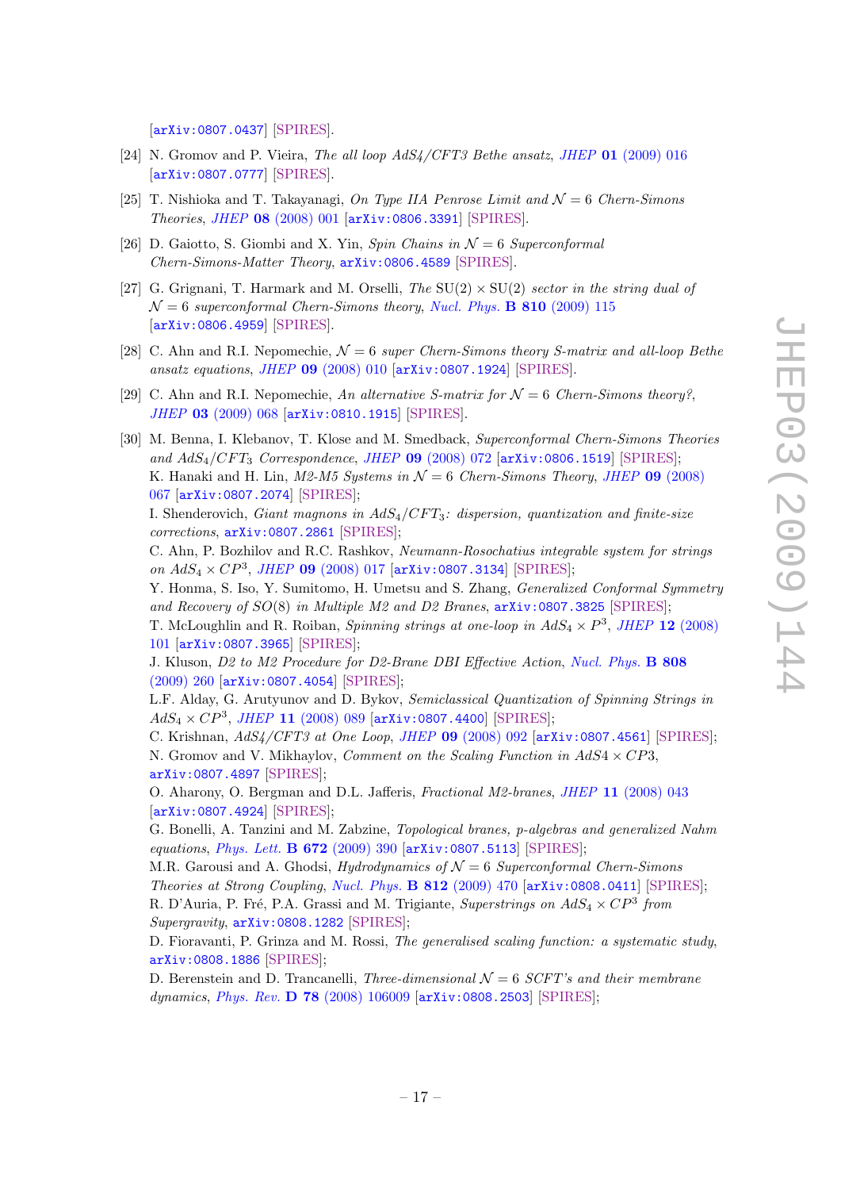[arXiv:0807.0437] [SPIRES].

[24] N. Gromov and P. Vieira, *The all loop AdS4/CFT3 Bethe ansatz*, JHEP **01** (2009) 016 [arXiv:0807.0777] [SPIRES].

[25] T. Nishioka and T. Takayanagi, *On Type IIA Penrose Limit and $\mathcal{N} = 6$ Chern-Simons Theories*, JHEP **08** (2008) 001 [arXiv:0806.3391] [SPIRES].

[26] D. Gaiotto, S. Giombi and X. Yin, *Spin Chains in $\mathcal{N} = 6$ Superconformal Chern-Simons-Matter Theory*, arXiv:0806.4589 [SPIRES].

[27] G. Grignani, T. Harmark and M. Orselli, *The SU(2) × SU(2) sector in the string dual of $\mathcal{N} = 6$ superconformal Chern-Simons theory*, Nucl. Phys. **B 810** (2009) 115 [arXiv:0806.4959] [SPIRES].

[28] C. Ahn and R.I. Nepomechie, *$\mathcal{N} = 6$ super Chern-Simons theory S-matrix and all-loop Bethe ansatz equations*, JHEP **09** (2008) 010 [arXiv:0807.1924] [SPIRES].

[29] C. Ahn and R.I. Nepomechie, *An alternative S-matrix for $\mathcal{N} = 6$ Chern-Simons theory?*, JHEP **03** (2009) 068 [arXiv:0810.1915] [SPIRES].

[30] M. Benna, I. Klebanov, T. Klose and M. Smedback, *Superconformal Chern-Simons Theories and $AdS_4/CFT_3$ Correspondence*, JHEP **09** (2008) 072 [arXiv:0806.1519] [SPIRES];
K. Hanaki and H. Lin, *M2-M5 Systems in $\mathcal{N} = 6$ Chern-Simons Theory*, JHEP **09** (2008) 067 [arXiv:0807.2074] [SPIRES];
I. Shenderovich, *Giant magnons in $AdS_4/CFT_3$: dispersion, quantization and finite-size corrections*, arXiv:0807.2861 [SPIRES];
C. Ahn, P. Bozhilov and R.C. Rashkov, *Neumann-Rosochatius integrable system for strings on $AdS_4 \times CP^3$*, JHEP **09** (2008) 017 [arXiv:0807.3134] [SPIRES];
Y. Honma, S. Iso, Y. Sumitomo, H. Umetsu and S. Zhang, *Generalized Conformal Symmetry and Recovery of SO(8) in Multiple M2 and D2 Branes*, arXiv:0807.3825 [SPIRES];
T. McLoughlin and R. Roiban, *Spinning strings at one-loop in $AdS_4 \times P^3$*, JHEP **12** (2008) 101 [arXiv:0807.3965] [SPIRES];
J. Kluson, *D2 to M2 Procedure for D2-Brane DBI Effective Action*, Nucl. Phys. **B 808** (2009) 260 [arXiv:0807.4054] [SPIRES];
L.F. Alday, G. Arutyunov and D. Bykov, *Semiclassical Quantization of Spinning Strings in $AdS_4 \times CP^3$*, JHEP **11** (2008) 089 [arXiv:0807.4400] [SPIRES];
C. Krishnan, *AdS4/CFT3 at One Loop*, JHEP **09** (2008) 092 [arXiv:0807.4561] [SPIRES];
N. Gromov and V. Mikhaylov, *Comment on the Scaling Function in AdS4 × CP3*, arXiv:0807.4897 [SPIRES];
O. Aharony, O. Bergman and D.L. Jafferis, *Fractional M2-branes*, JHEP **11** (2008) 043 [arXiv:0807.4924] [SPIRES];
G. Bonelli, A. Tanzini and M. Zabzine, *Topological branes, p-algebras and generalized Nahm equations*, Phys. Lett. **B 672** (2009) 390 [arXiv:0807.5113] [SPIRES];
M.R. Garousi and A. Ghodsi, *Hydrodynamics of $\mathcal{N} = 6$ Superconformal Chern-Simons Theories at Strong Coupling*, Nucl. Phys. **B 812** (2009) 470 [arXiv:0808.0411] [SPIRES];
R. D'Auria, P. Fré, P.A. Grassi and M. Trigiante, *Superstrings on $AdS_4 \times CP^3$ from Supergravity*, arXiv:0808.1282 [SPIRES];
D. Fioravanti, P. Grinza and M. Rossi, *The generalised scaling function: a systematic study*, arXiv:0808.1886 [SPIRES];
D. Berenstein and D. Trancanelli, *Three-dimensional $\mathcal{N} = 6$ SCFT's and their membrane dynamics*, Phys. Rev. **D 78** (2008) 106009 [arXiv:0808.2503] [SPIRES];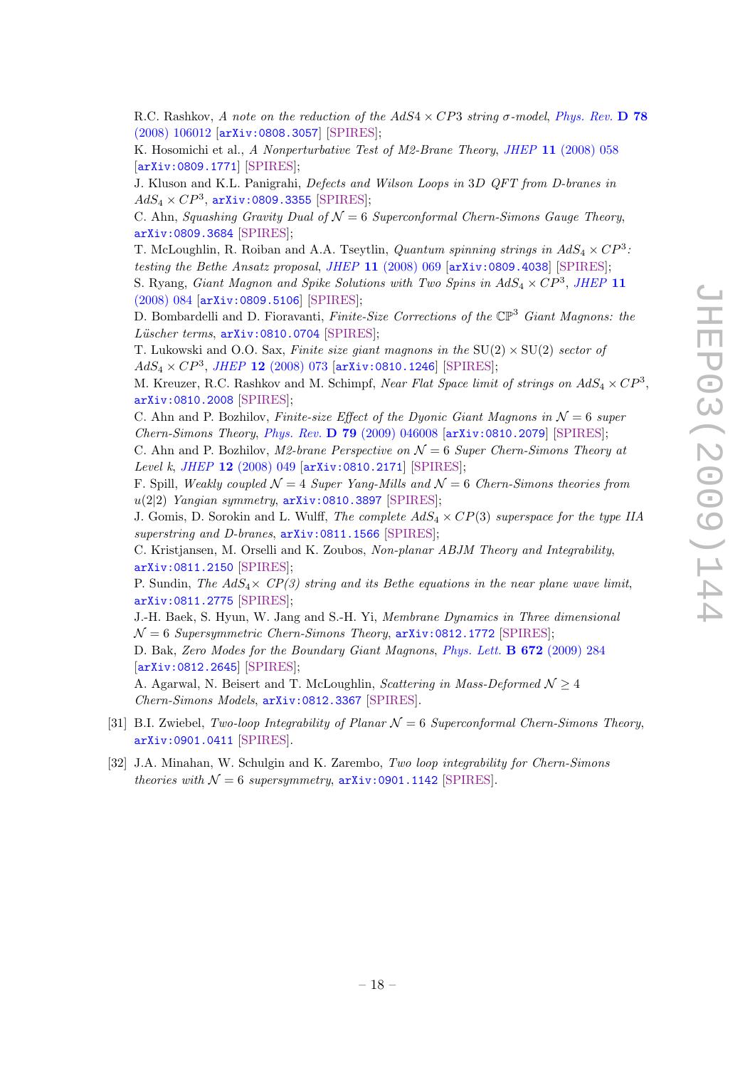R.C. Rashkov, *A note on the reduction of the AdS4 × CP3 string σ-model*, Phys. Rev. **D 78** (2008) 106012 [arXiv:0808.3057] [SPIRES];
K. Hosomichi et al., *A Nonperturbative Test of M2-Brane Theory*, JHEP **11** (2008) 058 [arXiv:0809.1771] [SPIRES];
J. Kluson and K.L. Panigrahi, *Defects and Wilson Loops in 3D QFT from D-branes in* $AdS_4 \times CP^3$, arXiv:0809.3355 [SPIRES];
C. Ahn, *Squashing Gravity Dual of* $\mathcal{N} = 6$ *Superconformal Chern-Simons Gauge Theory*, arXiv:0809.3684 [SPIRES];
T. McLoughlin, R. Roiban and A.A. Tseytlin, *Quantum spinning strings in* $AdS_4 \times CP^3$*: testing the Bethe Ansatz proposal*, JHEP **11** (2008) 069 [arXiv:0809.4038] [SPIRES];
S. Ryang, *Giant Magnon and Spike Solutions with Two Spins in* $AdS_4 \times CP^3$, JHEP **11** (2008) 084 [arXiv:0809.5106] [SPIRES];
D. Bombardelli and D. Fioravanti, *Finite-Size Corrections of the* $\mathbb{CP}^3$ *Giant Magnons: the Lüscher terms*, arXiv:0810.0704 [SPIRES];
T. Lukowski and O.O. Sax, *Finite size giant magnons in the* $SU(2) \times SU(2)$ *sector of* $AdS_4 \times CP^3$, JHEP **12** (2008) 073 [arXiv:0810.1246] [SPIRES];
M. Kreuzer, R.C. Rashkov and M. Schimpf, *Near Flat Space limit of strings on* $AdS_4 \times CP^3$, arXiv:0810.2008 [SPIRES];
C. Ahn and P. Bozhilov, *Finite-size Effect of the Dyonic Giant Magnons in* $\mathcal{N} = 6$ *super Chern-Simons Theory*, Phys. Rev. **D 79** (2009) 046008 [arXiv:0810.2079] [SPIRES];
C. Ahn and P. Bozhilov, *M2-brane Perspective on* $\mathcal{N} = 6$ *Super Chern-Simons Theory at Level k*, JHEP **12** (2008) 049 [arXiv:0810.2171] [SPIRES];
F. Spill, *Weakly coupled* $\mathcal{N} = 4$ *Super Yang-Mills and* $\mathcal{N} = 6$ *Chern-Simons theories from* $u(2|2)$ *Yangian symmetry*, arXiv:0810.3897 [SPIRES];
J. Gomis, D. Sorokin and L. Wulff, *The complete* $AdS_4 \times CP(3)$ *superspace for the type IIA superstring and D-branes*, arXiv:0811.1566 [SPIRES];
C. Kristjansen, M. Orselli and K. Zoubos, *Non-planar ABJM Theory and Integrability*, arXiv:0811.2150 [SPIRES];
P. Sundin, *The* $AdS_4\times$ *CP(3) string and its Bethe equations in the near plane wave limit*, arXiv:0811.2775 [SPIRES];
J.-H. Baek, S. Hyun, W. Jang and S.-H. Yi, *Membrane Dynamics in Three dimensional* $\mathcal{N} = 6$ *Supersymmetric Chern-Simons Theory*, arXiv:0812.1772 [SPIRES];
D. Bak, *Zero Modes for the Boundary Giant Magnons*, Phys. Lett. **B 672** (2009) 284 [arXiv:0812.2645] [SPIRES];
A. Agarwal, N. Beisert and T. McLoughlin, *Scattering in Mass-Deformed* $\mathcal{N} \geq 4$ *Chern-Simons Models*, arXiv:0812.3367 [SPIRES].

[31] B.I. Zwiebel, *Two-loop Integrability of Planar* $\mathcal{N} = 6$ *Superconformal Chern-Simons Theory*, arXiv:0901.0411 [SPIRES].

[32] J.A. Minahan, W. Schulgin and K. Zarembo, *Two loop integrability for Chern-Simons theories with* $\mathcal{N} = 6$ *supersymmetry*, arXiv:0901.1142 [SPIRES].